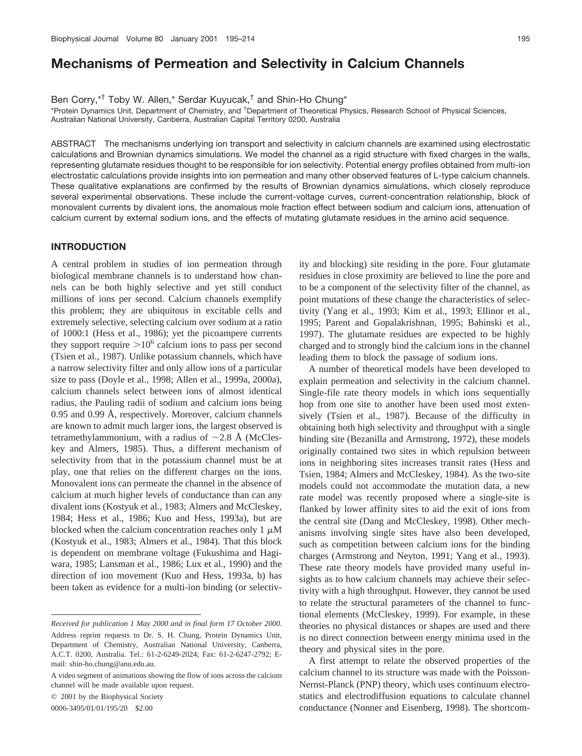# Mechanisms of Permeation and Selectivity in Calcium Channels

Ben Corry,*[†] Toby W. Allen,* Serdar Kuyucak,[†] and Shin-Ho Chung*

*Protein Dynamics Unit, Department of Chemistry, and [†]Department of Theoretical Physics, Research School of Physical Sciences, Australian National University, Canberra, Australian Capital Territory 0200, Australia

ABSTRACT The mechanisms underlying ion transport and selectivity in calcium channels are examined using electrostatic calculations and Brownian dynamics simulations. We model the channel as a rigid structure with fixed charges in the walls, representing glutamate residues thought to be responsible for ion selectivity. Potential energy profiles obtained from multi-ion electrostatic calculations provide insights into ion permeation and many other observed features of L-type calcium channels. These qualitative explanations are confirmed by the results of Brownian dynamics simulations, which closely reproduce several experimental observations. These include the current-voltage curves, current-concentration relationship, block of monovalent currents by divalent ions, the anomalous mole fraction effect between sodium and calcium ions, attenuation of calcium current by external sodium ions, and the effects of mutating glutamate residues in the amino acid sequence.

## INTRODUCTION

A central problem in studies of ion permeation through biological membrane channels is to understand how channels can be both highly selective and yet still conduct millions of ions per second. Calcium channels exemplify this problem; they are ubiquitous in excitable cells and extremely selective, selecting calcium over sodium at a ratio of 1000:1 (Hess et al., 1986); yet the picoampere currents they support require $>10^6$ calcium ions to pass per second (Tsien et al., 1987). Unlike potassium channels, which have a narrow selectivity filter and only allow ions of a particular size to pass (Doyle et al., 1998; Allen et al., 1999a, 2000a), calcium channels select between ions of almost identical radius, the Pauling radii of sodium and calcium ions being 0.95 and 0.99 Å, respectively. Moreover, calcium channels are known to admit much larger ions, the largest observed is tetramethylammonium, with a radius of ~2.8 Å (McCleskey and Almers, 1985). Thus, a different mechanism of selectivity from that in the potassium channel must be at play, one that relies on the different charges on the ions. Monovalent ions can permeate the channel in the absence of calcium at much higher levels of conductance than can any divalent ions (Kostyuk et al., 1983; Almers and McCleskey, 1984; Hess et al., 1986; Kuo and Hess, 1993a), but are blocked when the calcium concentration reaches only 1 $\mu$M (Kostyuk et al., 1983; Almers et al., 1984). That this block is dependent on membrane voltage (Fukushima and Hagiwara, 1985; Lansman et al., 1986; Lux et al., 1990) and the direction of ion movement (Kuo and Hess, 1993a, b) has been taken as evidence for a multi-ion binding (or selectivity and blocking) site residing in the pore. Four glutamate residues in close proximity are believed to line the pore and to be a component of the selectivity filter of the channel, as point mutations of these change the characteristics of selectivity (Yang et al., 1993; Kim et al., 1993; Ellinor et al., 1995; Parent and Gopalakrishnan, 1995; Bahinski et al., 1997). The glutamate residues are expected to be highly charged and to strongly bind the calcium ions in the channel leading them to block the passage of sodium ions.

A number of theoretical models have been developed to explain permeation and selectivity in the calcium channel. Single-file rate theory models in which ions sequentially hop from one site to another have been used most extensively (Tsien et al., 1987). Because of the difficulty in obtaining both high selectivity and throughput with a single binding site (Bezanilla and Armstrong, 1972), these models originally contained two sites in which repulsion between ions in neighboring sites increases transit rates (Hess and Tsien, 1984; Almers and McCleskey, 1984). As the two-site models could not accommodate the mutation data, a new rate model was recently proposed where a single-site is flanked by lower affinity sites to aid the exit of ions from the central site (Dang and McCleskey, 1998). Other mechanisms involving single sites have also been developed, such as competition between calcium ions for the binding charges (Armstrong and Neyton, 1991; Yang et al., 1993). These rate theory models have provided many useful insights as to how calcium channels may achieve their selectivity with a high throughput. However, they cannot be used to relate the structural parameters of the channel to functional elements (McCleskey, 1999). For example, in these theories no physical distances or shapes are used and there is no direct connection between energy minima used in the theory and physical sites in the pore.

A first attempt to relate the observed properties of the calcium channel to its structure was made with the Poisson-Nernst-Planck (PNP) theory, which uses continuum electrostatics and electrodiffusion equations to calculate channel conductance (Nonner and Eisenberg, 1998). The shortcom-

*Received for publication 1 May 2000 and in final form 17 October 2000.*

Address reprint requests to Dr. S. H. Chung, Protein Dynamics Unit, Department of Chemistry, Australian National University, Canberra, A.C.T. 0200, Australia. Tel.: 61-2-6249-2024; Fax: 61-2-6247-2792; E-mail: shin-ho.chung@anu.edu.au.

A video segment of animations showing the flow of ions across the calcium channel will be made available upon request.

© 2001 by the Biophysical Society

0006-3495/01/01/195/20 $2.00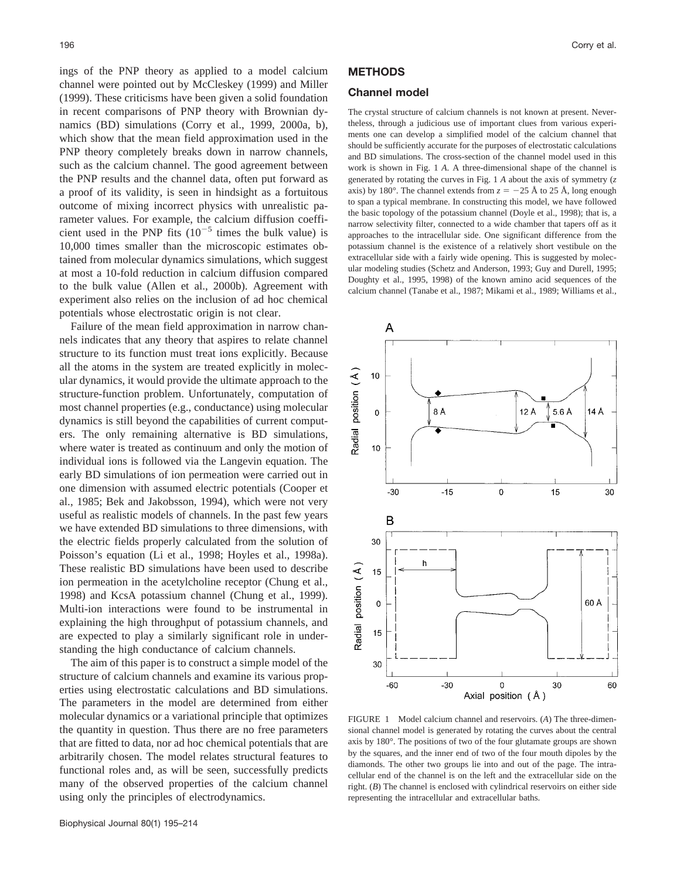ings of the PNP theory as applied to a model calcium channel were pointed out by McCleskey (1999) and Miller (1999). These criticisms have been given a solid foundation in recent comparisons of PNP theory with Brownian dynamics (BD) simulations (Corry et al., 1999, 2000a, b), which show that the mean field approximation used in the PNP theory completely breaks down in narrow channels, such as the calcium channel. The good agreement between the PNP results and the channel data, often put forward as a proof of its validity, is seen in hindsight as a fortuitous outcome of mixing incorrect physics with unrealistic parameter values. For example, the calcium diffusion coefficient used in the PNP fits ($10^{-5}$ times the bulk value) is 10,000 times smaller than the microscopic estimates obtained from molecular dynamics simulations, which suggest at most a 10-fold reduction in calcium diffusion compared to the bulk value (Allen et al., 2000b). Agreement with experiment also relies on the inclusion of ad hoc chemical potentials whose electrostatic origin is not clear.

Failure of the mean field approximation in narrow channels indicates that any theory that aspires to relate channel structure to its function must treat ions explicitly. Because all the atoms in the system are treated explicitly in molecular dynamics, it would provide the ultimate approach to the structure-function problem. Unfortunately, computation of most channel properties (e.g., conductance) using molecular dynamics is still beyond the capabilities of current computers. The only remaining alternative is BD simulations, where water is treated as continuum and only the motion of individual ions is followed via the Langevin equation. The early BD simulations of ion permeation were carried out in one dimension with assumed electric potentials (Cooper et al., 1985; Bek and Jakobsson, 1994), which were not very useful as realistic models of channels. In the past few years we have extended BD simulations to three dimensions, with the electric fields properly calculated from the solution of Poisson's equation (Li et al., 1998; Hoyles et al., 1998a). These realistic BD simulations have been used to describe ion permeation in the acetylcholine receptor (Chung et al., 1998) and KcsA potassium channel (Chung et al., 1999). Multi-ion interactions were found to be instrumental in explaining the high throughput of potassium channels, and are expected to play a similarly significant role in understanding the high conductance of calcium channels.

The aim of this paper is to construct a simple model of the structure of calcium channels and examine its various properties using electrostatic calculations and BD simulations. The parameters in the model are determined from either molecular dynamics or a variational principle that optimizes the quantity in question. Thus there are no free parameters that are fitted to data, nor ad hoc chemical potentials that are arbitrarily chosen. The model relates structural features to functional roles and, as will be seen, successfully predicts many of the observed properties of the calcium channel using only the principles of electrodynamics.

## METHODS

### Channel model

The crystal structure of calcium channels is not known at present. Nevertheless, through a judicious use of important clues from various experiments one can develop a simplified model of the channel that should be sufficiently accurate for the purposes of electrostatic calculations and BD simulations. The cross-section of the channel model used in this work is shown in Fig. 1 *A*. A three-dimensional shape of the channel is generated by rotating the curves in Fig. 1 *A* about the axis of symmetry ($z$ axis) by 180°. The channel extends from $z = -25$ Å to 25 Å, long enough to span a typical membrane. In constructing this model, we have followed the basic topology of the potassium channel (Doyle et al., 1998); that is, a narrow selectivity filter, connected to a wide chamber that tapers off as it approaches to the intracellular side. One significant difference from the potassium channel is the existence of a relatively short vestibule on the extracellular side with a fairly wide opening. This is suggested by molecular modeling studies (Schetz and Anderson, 1993; Guy and Durell, 1995; Doughty et al., 1995, 1998) of the known amino acid sequences of the calcium channel (Tanabe et al., 1987; Mikami et al., 1989; Williams et al.,

FIGURE 1 Model calcium channel and reservoirs. (*A*) The three-dimensional channel model is generated by rotating the curves about the central axis by 180°. The positions of two of the four glutamate groups are shown by the squares, and the inner end of two of the four mouth dipoles by the diamonds. The other two groups lie into and out of the page. The intracellular end of the channel is on the left and the extracellular side on the right. (*B*) The channel is enclosed with cylindrical reservoirs on either side representing the intracellular and extracellular baths.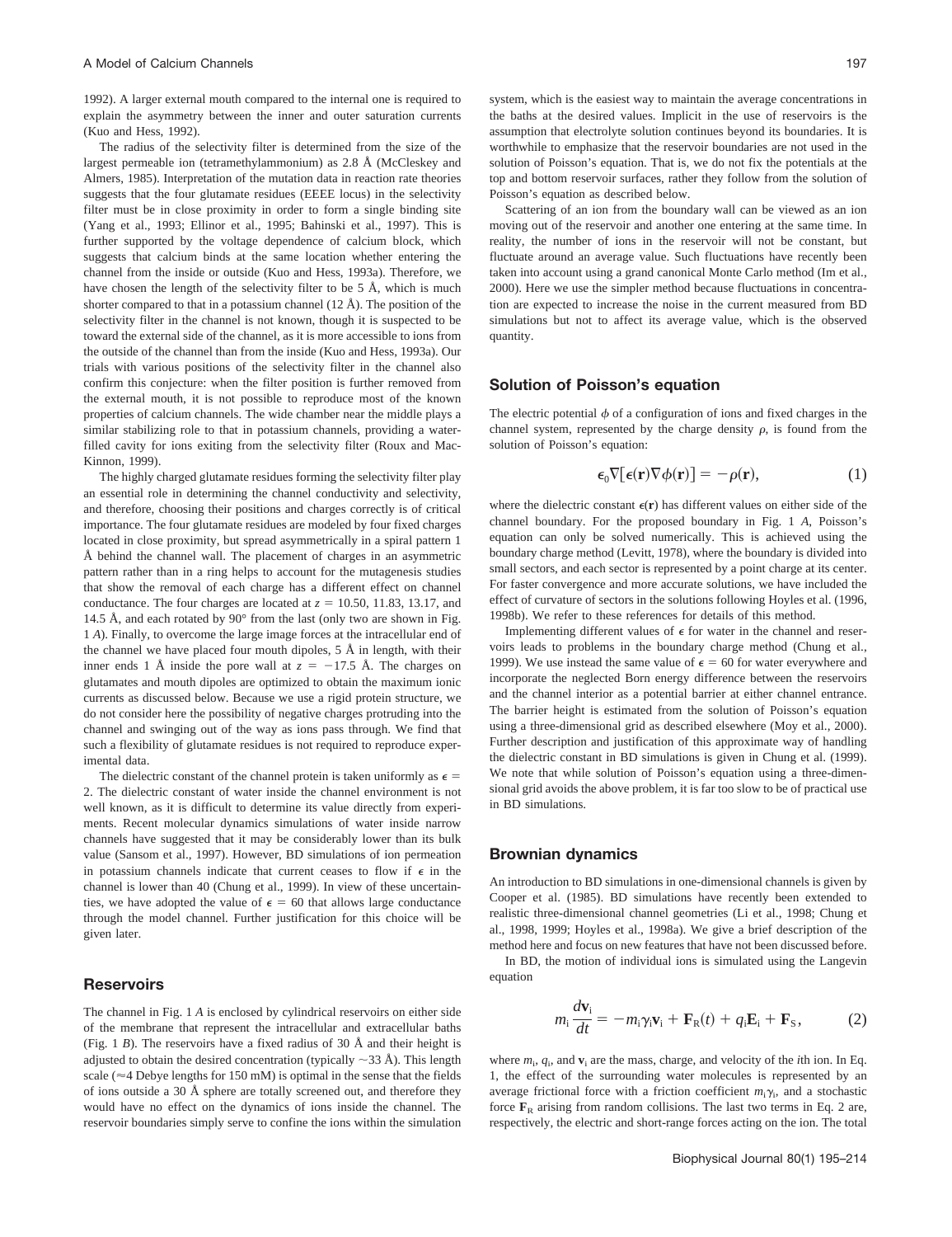1992). A larger external mouth compared to the internal one is required to explain the asymmetry between the inner and outer saturation currents (Kuo and Hess, 1992).

The radius of the selectivity filter is determined from the size of the largest permeable ion (tetramethylammonium) as 2.8 Å (McCleskey and Almers, 1985). Interpretation of the mutation data in reaction rate theories suggests that the four glutamate residues (EEEE locus) in the selectivity filter must be in close proximity in order to form a single binding site (Yang et al., 1993; Ellinor et al., 1995; Bahinski et al., 1997). This is further supported by the voltage dependence of calcium block, which suggests that calcium binds at the same location whether entering the channel from the inside or outside (Kuo and Hess, 1993a). Therefore, we have chosen the length of the selectivity filter to be 5 Å, which is much shorter compared to that in a potassium channel (12 Å). The position of the selectivity filter in the channel is not known, though it is suspected to be toward the external side of the channel, as it is more accessible to ions from the outside of the channel than from the inside (Kuo and Hess, 1993a). Our trials with various positions of the selectivity filter in the channel also confirm this conjecture: when the filter position is further removed from the external mouth, it is not possible to reproduce most of the known properties of calcium channels. The wide chamber near the middle plays a similar stabilizing role to that in potassium channels, providing a water-filled cavity for ions exiting from the selectivity filter (Roux and MacKinnon, 1999).

The highly charged glutamate residues forming the selectivity filter play an essential role in determining the channel conductivity and selectivity, and therefore, choosing their positions and charges correctly is of critical importance. The four glutamate residues are modeled by four fixed charges located in close proximity, but spread asymmetrically in a spiral pattern 1 Å behind the channel wall. The placement of charges in an asymmetric pattern rather than in a ring helps to account for the mutagenesis studies that show the removal of each charge has a different effect on channel conductance. The four charges are located at $z$ = 10.50, 11.83, 13.17, and 14.5 Å, and each rotated by 90° from the last (only two are shown in Fig. 1 *A*). Finally, to overcome the large image forces at the intracellular end of the channel we have placed four mouth dipoles, 5 Å in length, with their inner ends 1 Å inside the pore wall at $z = -17.5$ Å. The charges on glutamates and mouth dipoles are optimized to obtain the maximum ionic currents as discussed below. Because we use a rigid protein structure, we do not consider here the possibility of negative charges protruding into the channel and swinging out of the way as ions pass through. We find that such a flexibility of glutamate residues is not required to reproduce experimental data.

The dielectric constant of the channel protein is taken uniformly as $\epsilon$ = 2. The dielectric constant of water inside the channel environment is not well known, as it is difficult to determine its value directly from experiments. Recent molecular dynamics simulations of water inside narrow channels have suggested that it may be considerably lower than its bulk value (Sansom et al., 1997). However, BD simulations of ion permeation in potassium channels indicate that current ceases to flow if $\epsilon$ in the channel is lower than 40 (Chung et al., 1999). In view of these uncertainties, we have adopted the value of $\epsilon$ = 60 that allows large conductance through the model channel. Further justification for this choice will be given later.

## Reservoirs

The channel in Fig. 1 *A* is enclosed by cylindrical reservoirs on either side of the membrane that represent the intracellular and extracellular baths (Fig. 1 *B*). The reservoirs have a fixed radius of 30 Å and their height is adjusted to obtain the desired concentration (typically ~33 Å). This length scale (≈4 Debye lengths for 150 mM) is optimal in the sense that the fields of ions outside a 30 Å sphere are totally screened out, and therefore they would have no effect on the dynamics of ions inside the channel. The reservoir boundaries simply serve to confine the ions within the simulation system, which is the easiest way to maintain the average concentrations in the baths at the desired values. Implicit in the use of reservoirs is the assumption that electrolyte solution continues beyond its boundaries. It is worthwhile to emphasize that the reservoir boundaries are not used in the solution of Poisson's equation. That is, we do not fix the potentials at the top and bottom reservoir surfaces, rather they follow from the solution of Poisson's equation as described below.

Scattering of an ion from the boundary wall can be viewed as an ion moving out of the reservoir and another one entering at the same time. In reality, the number of ions in the reservoir will not be constant, but fluctuate around an average value. Such fluctuations have recently been taken into account using a grand canonical Monte Carlo method (Im et al., 2000). Here we use the simpler method because fluctuations in concentration are expected to increase the noise in the current measured from BD simulations but not to affect its average value, which is the observed quantity.

## Solution of Poisson's equation

The electric potential $\phi$ of a configuration of ions and fixed charges in the channel system, represented by the charge density $\rho$, is found from the solution of Poisson's equation:

$$\epsilon_0 \nabla[\epsilon(\mathbf{r})\nabla\phi(\mathbf{r})] = -\rho(\mathbf{r}), \tag{1}$$

where the dielectric constant $\epsilon(\mathbf{r})$ has different values on either side of the channel boundary. For the proposed boundary in Fig. 1 *A*, Poisson's equation can only be solved numerically. This is achieved using the boundary charge method (Levitt, 1978), where the boundary is divided into small sectors, and each sector is represented by a point charge at its center. For faster convergence and more accurate solutions, we have included the effect of curvature of sectors in the solutions following Hoyles et al. (1996, 1998b). We refer to these references for details of this method.

Implementing different values of $\epsilon$ for water in the channel and reservoirs leads to problems in the boundary charge method (Chung et al., 1999). We use instead the same value of $\epsilon$ = 60 for water everywhere and incorporate the neglected Born energy difference between the reservoirs and the channel interior as a potential barrier at either channel entrance. The barrier height is estimated from the solution of Poisson's equation using a three-dimensional grid as described elsewhere (Moy et al., 2000). Further description and justification of this approximate way of handling the dielectric constant in BD simulations is given in Chung et al. (1999). We note that while solution of Poisson's equation using a three-dimensional grid avoids the above problem, it is far too slow to be of practical use in BD simulations.

## Brownian dynamics

An introduction to BD simulations in one-dimensional channels is given by Cooper et al. (1985). BD simulations have recently been extended to realistic three-dimensional channel geometries (Li et al., 1998; Chung et al., 1998, 1999; Hoyles et al., 1998a). We give a brief description of the method here and focus on new features that have not been discussed before.

In BD, the motion of individual ions is simulated using the Langevin equation

$$m_i \frac{d\mathbf{v}_i}{dt} = -m_i\gamma_i\mathbf{v}_i + \mathbf{F}_R(t) + q_i\mathbf{E}_i + \mathbf{F}_S, \tag{2}$$

where $m_i$, $q_i$, and $\mathbf{v}_i$ are the mass, charge, and velocity of the $i$th ion. In Eq. 1, the effect of the surrounding water molecules is represented by an average frictional force with a friction coefficient $m_i\gamma_i$, and a stochastic force $\mathbf{F}_R$ arising from random collisions. The last two terms in Eq. 2 are, respectively, the electric and short-range forces acting on the ion. The total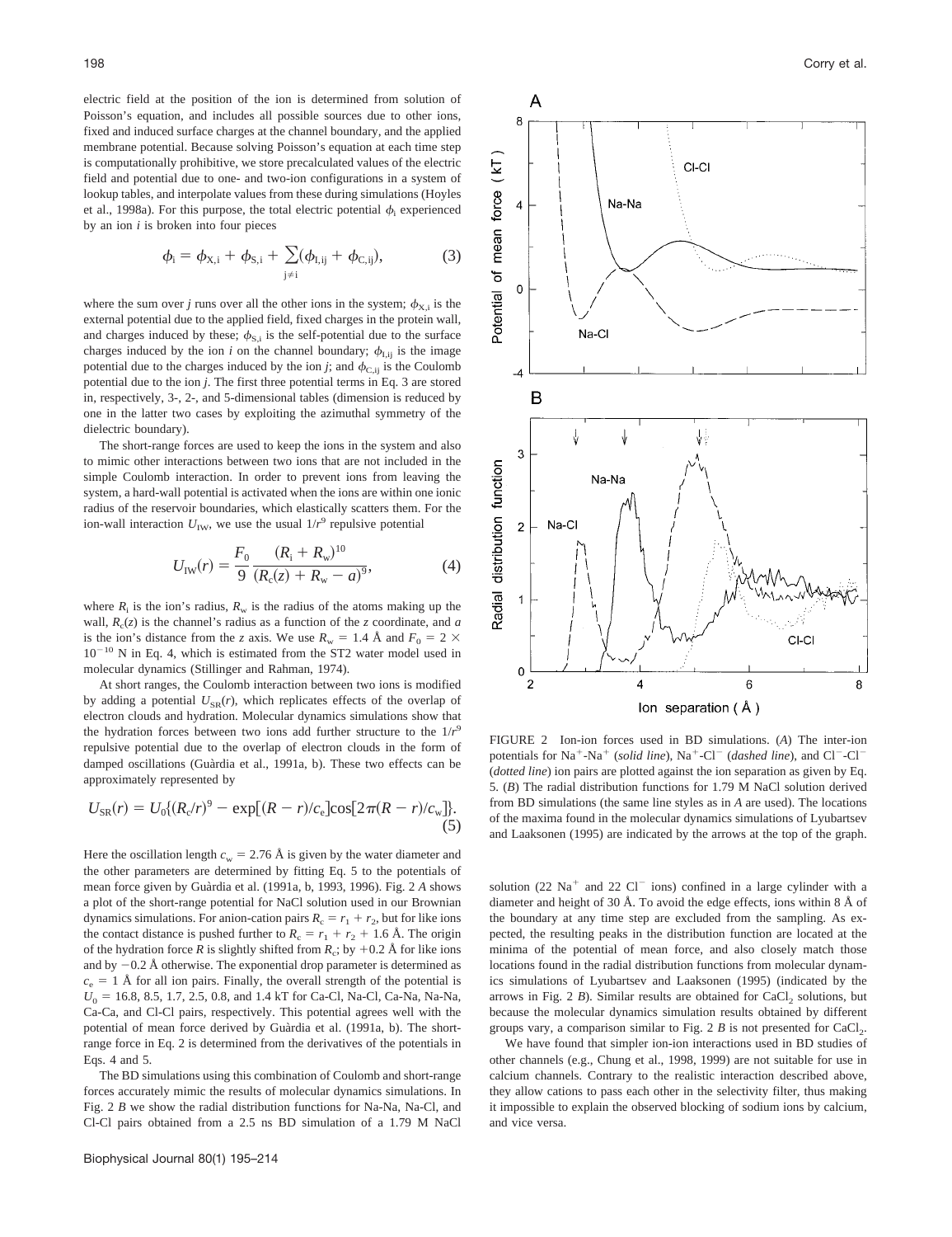electric field at the position of the ion is determined from solution of Poisson's equation, and includes all possible sources due to other ions, fixed and induced surface charges at the channel boundary, and the applied membrane potential. Because solving Poisson's equation at each time step is computationally prohibitive, we store precalculated values of the electric field and potential due to one- and two-ion configurations in a system of lookup tables, and interpolate values from these during simulations (Hoyles et al., 1998a). For this purpose, the total electric potential $\phi_i$ experienced by an ion $i$ is broken into four pieces

$$\phi_i = \phi_{X,i} + \phi_{S,i} + \sum_{j \neq i} (\phi_{I,ij} + \phi_{C,ij}), \tag{3}$$

where the sum over $j$ runs over all the other ions in the system; $\phi_{X,i}$ is the external potential due to the applied field, fixed charges in the protein wall, and charges induced by these; $\phi_{S,i}$ is the self-potential due to the surface charges induced by the ion $i$ on the channel boundary; $\phi_{I,ij}$ is the image potential due to the charges induced by the ion $j$; and $\phi_{C,ij}$ is the Coulomb potential due to the ion $j$. The first three potential terms in Eq. 3 are stored in, respectively, 3-, 2-, and 5-dimensional tables (dimension is reduced by one in the latter two cases by exploiting the azimuthal symmetry of the dielectric boundary).

The short-range forces are used to keep the ions in the system and also to mimic other interactions between two ions that are not included in the simple Coulomb interaction. In order to prevent ions from leaving the system, a hard-wall potential is activated when the ions are within one ionic radius of the reservoir boundaries, which elastically scatters them. For the ion-wall interaction $U_{IW}$, we use the usual $1/r^9$ repulsive potential

$$U_{IW}(r) = \frac{F_0}{9} \frac{(R_i + R_w)^{10}}{(R_c(z) + R_w - a)^9}, \tag{4}$$

where $R_i$ is the ion's radius, $R_w$ is the radius of the atoms making up the wall, $R_c(z)$ is the channel's radius as a function of the $z$ coordinate, and $a$ is the ion's distance from the $z$ axis. We use $R_w = 1.4$ Å and $F_0 = 2 \times 10^{-10}$ N in Eq. 4, which is estimated from the ST2 water model used in molecular dynamics (Stillinger and Rahman, 1974).

At short ranges, the Coulomb interaction between two ions is modified by adding a potential $U_{SR}(r)$, which replicates effects of the overlap of electron clouds and hydration. Molecular dynamics simulations show that the hydration forces between two ions add further structure to the $1/r^9$ repulsive potential due to the overlap of electron clouds in the form of damped oscillations (Guàrdia et al., 1991a, b). These two effects can be approximately represented by

$$U_{SR}(r) = U_0\{(R_c/r)^9 - \exp[(R - r)/c_e]\cos[2\pi(R - r)/c_w]\}. \tag{5}$$

Here the oscillation length $c_w = 2.76$ Å is given by the water diameter and the other parameters are determined by fitting Eq. 5 to the potentials of mean force given by Guàrdia et al. (1991a, b, 1993, 1996). Fig. 2 *A* shows a plot of the short-range potential for NaCl solution used in our Brownian dynamics simulations. For anion-cation pairs $R_c = r_1 + r_2$, but for like ions the contact distance is pushed further to $R_c = r_1 + r_2 + 1.6$ Å. The origin of the hydration force $R$ is slightly shifted from $R_c$; by $+0.2$ Å for like ions and by $-0.2$ Å otherwise. The exponential drop parameter is determined as $c_e = 1$ Å for all ion pairs. Finally, the overall strength of the potential is $U_0 = 16.8$, 8.5, 1.7, 2.5, 0.8, and 1.4 kT for Ca-Cl, Na-Cl, Ca-Na, Na-Na, Ca-Ca, and Cl-Cl pairs, respectively. This potential agrees well with the potential of mean force derived by Guàrdia et al. (1991a, b). The short-range force in Eq. 2 is determined from the derivatives of the potentials in Eqs. 4 and 5.

The BD simulations using this combination of Coulomb and short-range forces accurately mimic the results of molecular dynamics simulations. In Fig. 2 *B* we show the radial distribution functions for Na-Na, Na-Cl, and Cl-Cl pairs obtained from a 2.5 ns BD simulation of a 1.79 M NaCl solution (22 $Na^+$ and 22 $Cl^-$ ions) confined in a large cylinder with a diameter and height of 30 Å. To avoid the edge effects, ions within 8 Å of the boundary at any time step are excluded from the sampling. As expected, the resulting peaks in the distribution function are located at the minima of the potential of mean force, and also closely match those locations found in the radial distribution functions from molecular dynamics simulations of Lyubartsev and Laaksonen (1995) (indicated by the arrows in Fig. 2 *B*). Similar results are obtained for $CaCl_2$ solutions, but because the molecular dynamics simulation results obtained by different groups vary, a comparison similar to Fig. 2 *B* is not presented for $CaCl_2$.

We have found that simpler ion-ion interactions used in BD studies of other channels (e.g., Chung et al., 1998, 1999) are not suitable for use in calcium channels. Contrary to the realistic interaction described above, they allow cations to pass each other in the selectivity filter, thus making it impossible to explain the observed blocking of sodium ions by calcium, and vice versa.

FIGURE 2 Ion-ion forces used in BD simulations. (*A*) The inter-ion potentials for $Na^+$-$Na^+$ (*solid line*), $Na^+$-$Cl^-$ (*dashed line*), and $Cl^-$-$Cl^-$ (*dotted line*) ion pairs are plotted against the ion separation as given by Eq. 5. (*B*) The radial distribution functions for 1.79 M NaCl solution derived from BD simulations (the same line styles as in *A* are used). The locations of the maxima found in the molecular dynamics simulations of Lyubartsev and Laaksonen (1995) are indicated by the arrows at the top of the graph.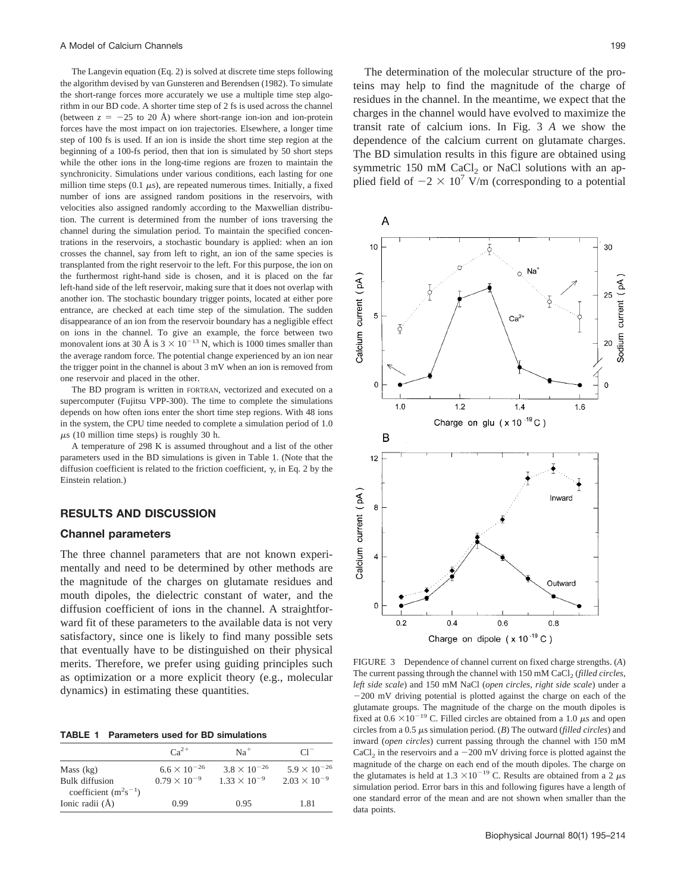The Langevin equation (Eq. 2) is solved at discrete time steps following the algorithm devised by van Gunsteren and Berendsen (1982). To simulate the short-range forces more accurately we use a multiple time step algorithm in our BD code. A shorter time step of 2 fs is used across the channel (between $z = -25$ to 20 Å) where short-range ion-ion and ion-protein forces have the most impact on ion trajectories. Elsewhere, a longer time step of 100 fs is used. If an ion is inside the short time step region at the beginning of a 100-fs period, then that ion is simulated by 50 short steps while the other ions in the long-time regions are frozen to maintain the synchronicity. Simulations under various conditions, each lasting for one million time steps (0.1 $\mu$s), are repeated numerous times. Initially, a fixed number of ions are assigned random positions in the reservoirs, with velocities also assigned randomly according to the Maxwellian distribution. The current is determined from the number of ions traversing the channel during the simulation period. To maintain the specified concentrations in the reservoirs, a stochastic boundary is applied: when an ion crosses the channel, say from left to right, an ion of the same species is transplanted from the right reservoir to the left. For this purpose, the ion on the furthermost right-hand side is chosen, and it is placed on the far left-hand side of the left reservoir, making sure that it does not overlap with another ion. The stochastic boundary trigger points, located at either pore entrance, are checked at each time step of the simulation. The sudden disappearance of an ion from the reservoir boundary has a negligible effect on ions in the channel. To give an example, the force between two monovalent ions at 30 Å is $3 \times 10^{-13}$ N, which is 1000 times smaller than the average random force. The potential change experienced by an ion near the trigger point in the channel is about 3 mV when an ion is removed from one reservoir and placed in the other.

The BD program is written in FORTRAN, vectorized and executed on a supercomputer (Fujitsu VPP-300). The time to complete the simulations depends on how often ions enter the short time step regions. With 48 ions in the system, the CPU time needed to complete a simulation period of 1.0 $\mu$s (10 million time steps) is roughly 30 h.

A temperature of 298 K is assumed throughout and a list of the other parameters used in the BD simulations is given in Table 1. (Note that the diffusion coefficient is related to the friction coefficient, $\gamma$, in Eq. 2 by the Einstein relation.)

## RESULTS AND DISCUSSION

### Channel parameters

The three channel parameters that are not known experimentally and need to be determined by other methods are the magnitude of the charges on glutamate residues and mouth dipoles, the dielectric constant of water, and the diffusion coefficient of ions in the channel. A straightforward fit of these parameters to the available data is not very satisfactory, since one is likely to find many possible sets that eventually have to be distinguished on their physical merits. Therefore, we prefer using guiding principles such as optimization or a more explicit theory (e.g., molecular dynamics) in estimating these quantities.

**TABLE 1 Parameters used for BD simulations**

| | $Ca^{2+}$ | $Na^{+}$ | $Cl^{-}$ |
|---|---|---|---|
| Mass (kg) | $6.6 \times 10^{-26}$ | $3.8 \times 10^{-26}$ | $5.9 \times 10^{-26}$ |
| Bulk diffusion coefficient ($m^2s^{-1}$) | $0.79 \times 10^{-9}$ | $1.33 \times 10^{-9}$ | $2.03 \times 10^{-9}$ |
| Ionic radii (Å) | 0.99 | 0.95 | 1.81 |

The determination of the molecular structure of the proteins may help to find the magnitude of the charge of residues in the channel. In the meantime, we expect that the charges in the channel would have evolved to maximize the transit rate of calcium ions. In Fig. 3 *A* we show the dependence of the calcium current on glutamate charges. The BD simulation results in this figure are obtained using symmetric 150 mM $CaCl_2$ or NaCl solutions with an applied field of $-2 \times 10^{7}$ V/m (corresponding to a potential

FIGURE 3 Dependence of channel current on fixed charge strengths. (*A*) The current passing through the channel with 150 mM $CaCl_2$ (*filled circles*, *left side scale*) and 150 mM NaCl (*open circles*, *right side scale*) under a $-200$ mV driving potential is plotted against the charge on each of the glutamate groups. The magnitude of the charge on the mouth dipoles is fixed at $0.6 \times 10^{-19}$ C. Filled circles are obtained from a 1.0 $\mu$s and open circles from a 0.5 $\mu$s simulation period. (*B*) The outward (*filled circles*) and inward (*open circles*) current passing through the channel with 150 mM $CaCl_2$ in the reservoirs and a $-200$ mV driving force is plotted against the magnitude of the charge on each end of the mouth dipoles. The charge on the glutamates is held at $1.3 \times 10^{-19}$ C. Results are obtained from a 2 $\mu$s simulation period. Error bars in this and following figures have a length of one standard error of the mean and are not shown when smaller than the data points.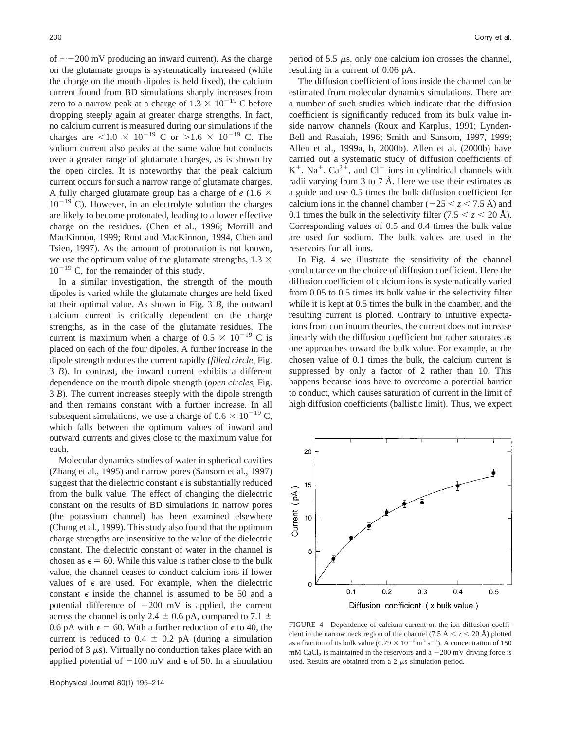of $\sim -200$ mV producing an inward current). As the charge on the glutamate groups is systematically increased (while the charge on the mouth dipoles is held fixed), the calcium current found from BD simulations sharply increases from zero to a narrow peak at a charge of $1.3 \times 10^{-19}$ C before dropping steeply again at greater charge strengths. In fact, no calcium current is measured during our simulations if the charges are $<1.0 \times 10^{-19}$ C or $>1.6 \times 10^{-19}$ C. The sodium current also peaks at the same value but conducts over a greater range of glutamate charges, as is shown by the open circles. It is noteworthy that the peak calcium current occurs for such a narrow range of glutamate charges. A fully charged glutamate group has a charge of $e$ ($1.6 \times 10^{-19}$ C). However, in an electrolyte solution the charges are likely to become protonated, leading to a lower effective charge on the residues. (Chen et al., 1996; Morrill and MacKinnon, 1999; Root and MacKinnon, 1994, Chen and Tsien, 1997). As the amount of protonation is not known, we use the optimum value of the glutamate strengths, $1.3 \times 10^{-19}$ C, for the remainder of this study.

In a similar investigation, the strength of the mouth dipoles is varied while the glutamate charges are held fixed at their optimal value. As shown in Fig. 3 *B*, the outward calcium current is critically dependent on the charge strengths, as in the case of the glutamate residues. The current is maximum when a charge of $0.5 \times 10^{-19}$ C is placed on each of the four dipoles. A further increase in the dipole strength reduces the current rapidly (*filled circle*, Fig. 3 *B*). In contrast, the inward current exhibits a different dependence on the mouth dipole strength (*open circles*, Fig. 3 *B*). The current increases steeply with the dipole strength and then remains constant with a further increase. In all subsequent simulations, we use a charge of $0.6 \times 10^{-19}$ C, which falls between the optimum values of inward and outward currents and gives close to the maximum value for each.

Molecular dynamics studies of water in spherical cavities (Zhang et al., 1995) and narrow pores (Sansom et al., 1997) suggest that the dielectric constant $\epsilon$ is substantially reduced from the bulk value. The effect of changing the dielectric constant on the results of BD simulations in narrow pores (the potassium channel) has been examined elsewhere (Chung et al., 1999). This study also found that the optimum charge strengths are insensitive to the value of the dielectric constant. The dielectric constant of water in the channel is chosen as $\epsilon = 60$. While this value is rather close to the bulk value, the channel ceases to conduct calcium ions if lower values of $\epsilon$ are used. For example, when the dielectric constant $\epsilon$ inside the channel is assumed to be 50 and a potential difference of $-200$ mV is applied, the current across the channel is only $2.4 \pm 0.6$ pA, compared to $7.1 \pm 0.6$ pA with $\epsilon = 60$. With a further reduction of $\epsilon$ to 40, the current is reduced to $0.4 \pm 0.2$ pA (during a simulation period of 3 $\mu$s). Virtually no conduction takes place with an applied potential of $-100$ mV and $\epsilon$ of 50. In a simulation period of 5.5 $\mu$s, only one calcium ion crosses the channel, resulting in a current of 0.06 pA.

The diffusion coefficient of ions inside the channel can be estimated from molecular dynamics simulations. There are a number of such studies which indicate that the diffusion coefficient is significantly reduced from its bulk value inside narrow channels (Roux and Karplus, 1991; Lynden-Bell and Rasaiah, 1996; Smith and Sansom, 1997, 1999; Allen et al., 1999a, b, 2000b). Allen et al. (2000b) have carried out a systematic study of diffusion coefficients of $K^+$, $Na^+$, $Ca^{2+}$, and $Cl^-$ ions in cylindrical channels with radii varying from 3 to 7 Å. Here we use their estimates as a guide and use 0.5 times the bulk diffusion coefficient for calcium ions in the channel chamber ($-25 < z < 7.5$ Å) and 0.1 times the bulk in the selectivity filter ($7.5 < z < 20$ Å). Corresponding values of 0.5 and 0.4 times the bulk value are used for sodium. The bulk values are used in the reservoirs for all ions.

In Fig. 4 we illustrate the sensitivity of the channel conductance on the choice of diffusion coefficient. Here the diffusion coefficient of calcium ions is systematically varied from 0.05 to 0.5 times its bulk value in the selectivity filter while it is kept at 0.5 times the bulk in the chamber, and the resulting current is plotted. Contrary to intuitive expectations from continuum theories, the current does not increase linearly with the diffusion coefficient but rather saturates as one approaches toward the bulk value. For example, at the chosen value of 0.1 times the bulk, the calcium current is suppressed by only a factor of 2 rather than 10. This happens because ions have to overcome a potential barrier to conduct, which causes saturation of current in the limit of high diffusion coefficients (ballistic limit). Thus, we expect

FIGURE 4 Dependence of calcium current on the ion diffusion coefficient in the narrow neck region of the channel ($7.5$ Å $< z < 20$ Å) plotted as a fraction of its bulk value ($0.79 \times 10^{-9}$ m$^2$ s$^{-1}$). A concentration of 150 mM $CaCl_2$ is maintained in the reservoirs and a $-200$ mV driving force is used. Results are obtained from a 2 $\mu$s simulation period.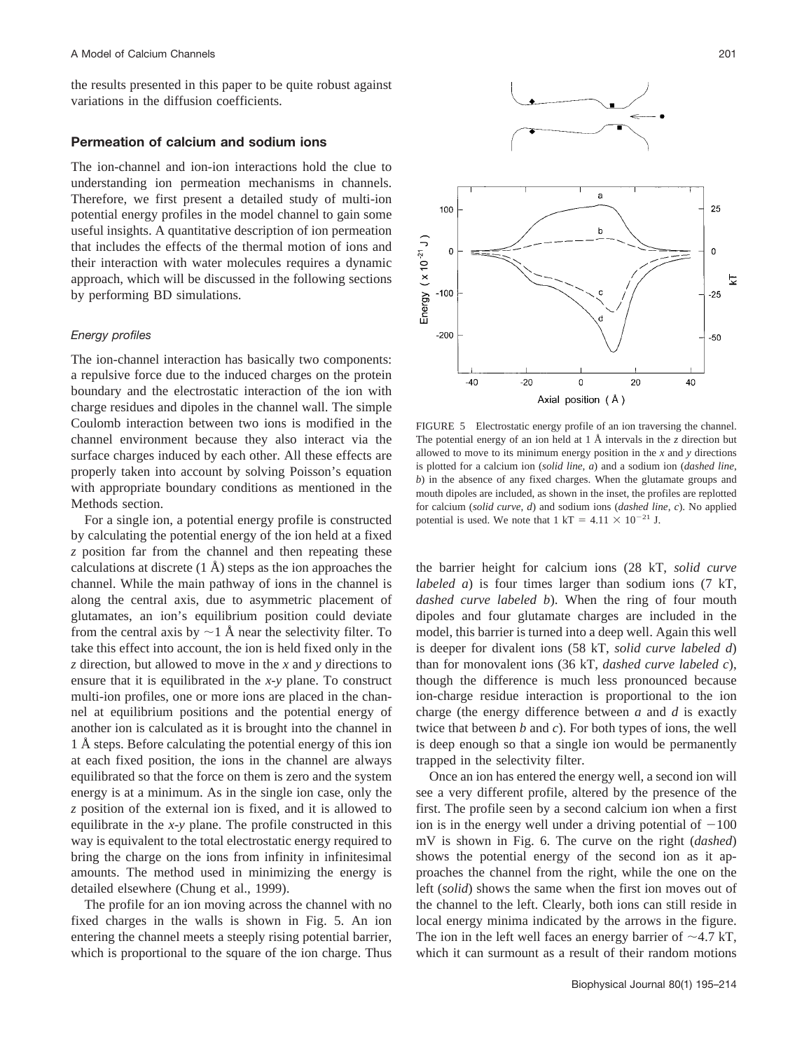the results presented in this paper to be quite robust against variations in the diffusion coefficients.

### Permeation of calcium and sodium ions

The ion-channel and ion-ion interactions hold the clue to understanding ion permeation mechanisms in channels. Therefore, we first present a detailed study of multi-ion potential energy profiles in the model channel to gain some useful insights. A quantitative description of ion permeation that includes the effects of the thermal motion of ions and their interaction with water molecules requires a dynamic approach, which will be discussed in the following sections by performing BD simulations.

#### *Energy profiles*

The ion-channel interaction has basically two components: a repulsive force due to the induced charges on the protein boundary and the electrostatic interaction of the ion with charge residues and dipoles in the channel wall. The simple Coulomb interaction between two ions is modified in the channel environment because they also interact via the surface charges induced by each other. All these effects are properly taken into account by solving Poisson's equation with appropriate boundary conditions as mentioned in the Methods section.

For a single ion, a potential energy profile is constructed by calculating the potential energy of the ion held at a fixed $z$ position far from the channel and then repeating these calculations at discrete (1 Å) steps as the ion approaches the channel. While the main pathway of ions in the channel is along the central axis, due to asymmetric placement of glutamates, an ion's equilibrium position could deviate from the central axis by ~1 Å near the selectivity filter. To take this effect into account, the ion is held fixed only in the $z$ direction, but allowed to move in the $x$ and $y$ directions to ensure that it is equilibrated in the $x$-$y$ plane. To construct multi-ion profiles, one or more ions are placed in the channel at equilibrium positions and the potential energy of another ion is calculated as it is brought into the channel in 1 Å steps. Before calculating the potential energy of this ion at each fixed position, the ions in the channel are always equilibrated so that the force on them is zero and the system energy is at a minimum. As in the single ion case, only the $z$ position of the external ion is fixed, and it is allowed to equilibrate in the $x$-$y$ plane. The profile constructed in this way is equivalent to the total electrostatic energy required to bring the charge on the ions from infinity in infinitesimal amounts. The method used in minimizing the energy is detailed elsewhere (Chung et al., 1999).

The profile for an ion moving across the channel with no fixed charges in the walls is shown in Fig. 5. An ion entering the channel meets a steeply rising potential barrier, which is proportional to the square of the ion charge. Thus the barrier height for calcium ions (28 kT, *solid curve labeled a*) is four times larger than sodium ions (7 kT, *dashed curve labeled b*). When the ring of four mouth dipoles and four glutamate charges are included in the model, this barrier is turned into a deep well. Again this well is deeper for divalent ions (58 kT, *solid curve labeled d*) than for monovalent ions (36 kT, *dashed curve labeled c*), though the difference is much less pronounced because ion-charge residue interaction is proportional to the ion charge (the energy difference between *a* and *d* is exactly twice that between *b* and *c*). For both types of ions, the well is deep enough so that a single ion would be permanently trapped in the selectivity filter.

Once an ion has entered the energy well, a second ion will see a very different profile, altered by the presence of the first. The profile seen by a second calcium ion when a first ion is in the energy well under a driving potential of −100 mV is shown in Fig. 6. The curve on the right (*dashed*) shows the potential energy of the second ion as it approaches the channel from the right, while the one on the left (*solid*) shows the same when the first ion moves out of the channel to the left. Clearly, both ions can still reside in local energy minima indicated by the arrows in the figure. The ion in the left well faces an energy barrier of ~4.7 kT, which it can surmount as a result of their random motions

a
b
c
d
Energy ( × 10$^{-21}$ J)
kT
Axial position ( Å )
100
0
-100
-200
25
0
-25
-50
-40
-20
0
20
40

FIGURE 5 Electrostatic energy profile of an ion traversing the channel. The potential energy of an ion held at 1 Å intervals in the $z$ direction but allowed to move to its minimum energy position in the $x$ and $y$ directions is plotted for a calcium ion (*solid line*, *a*) and a sodium ion (*dashed line*, *b*) in the absence of any fixed charges. When the glutamate groups and mouth dipoles are included, as shown in the inset, the profiles are replotted for calcium (*solid curve*, *d*) and sodium ions (*dashed line*, *c*). No applied potential is used. We note that 1 kT = 4.11 × 10$^{-21}$ J.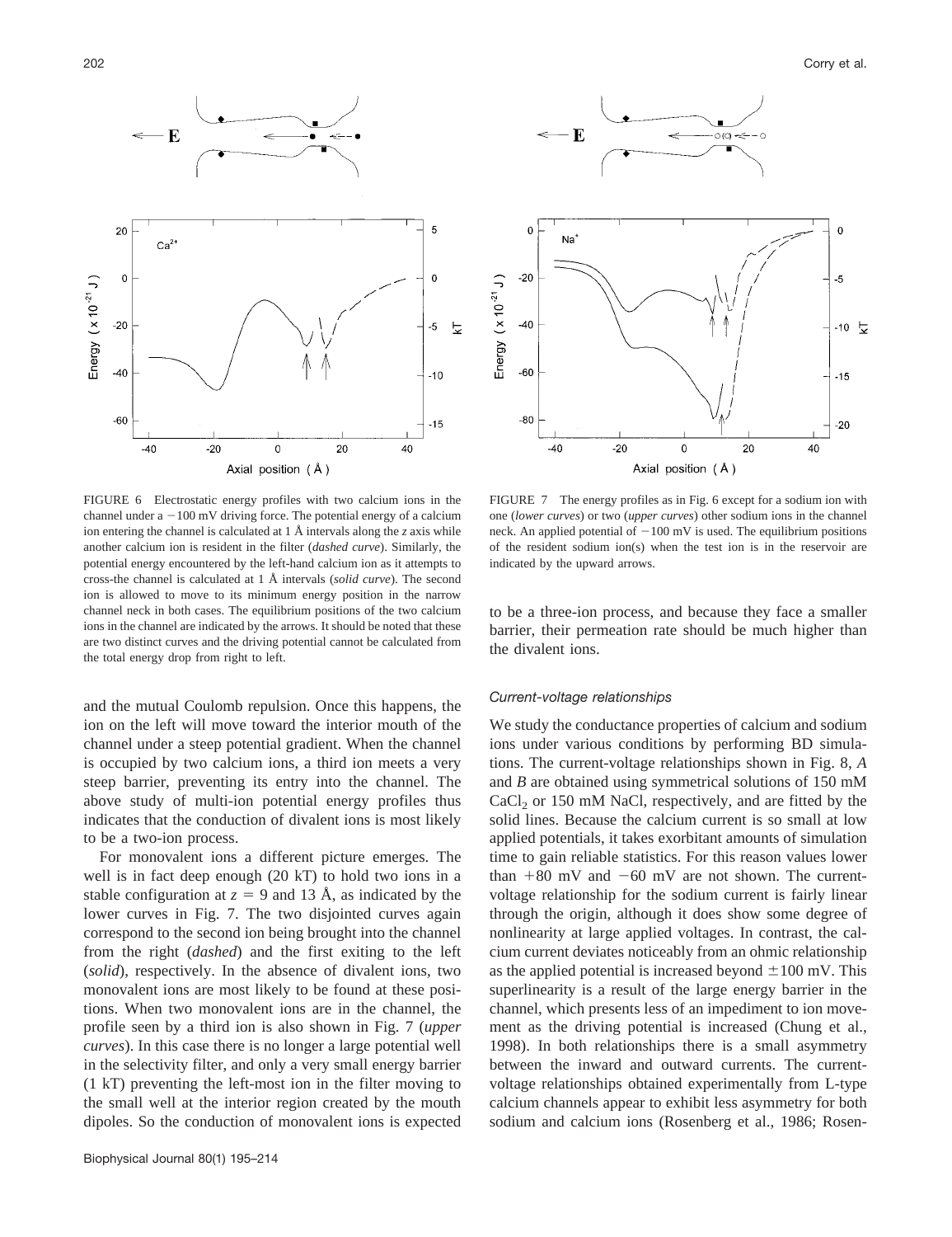FIGURE 6 Electrostatic energy profiles with two calcium ions in the channel under a −100 mV driving force. The potential energy of a calcium ion entering the channel is calculated at 1 Å intervals along the *z* axis while another calcium ion is resident in the filter (*dashed curve*). Similarly, the potential energy encountered by the left-hand calcium ion as it attempts to cross-the channel is calculated at 1 Å intervals (*solid curve*). The second ion is allowed to move to its minimum energy position in the narrow channel neck in both cases. The equilibrium positions of the two calcium ions in the channel are indicated by the arrows. It should be noted that these are two distinct curves and the driving potential cannot be calculated from the total energy drop from right to left.

FIGURE 7 The energy profiles as in Fig. 6 except for a sodium ion with one (*lower curves*) or two (*upper curves*) other sodium ions in the channel neck. An applied potential of −100 mV is used. The equilibrium positions of the resident sodium ion(s) when the test ion is in the reservoir are indicated by the upward arrows.

and the mutual Coulomb repulsion. Once this happens, the ion on the left will move toward the interior mouth of the channel under a steep potential gradient. When the channel is occupied by two calcium ions, a third ion meets a very steep barrier, preventing its entry into the channel. The above study of multi-ion potential energy profiles thus indicates that the conduction of divalent ions is most likely to be a two-ion process.

For monovalent ions a different picture emerges. The well is in fact deep enough (20 kT) to hold two ions in a stable configuration at $z = 9$ and 13 Å, as indicated by the lower curves in Fig. 7. The two disjointed curves again correspond to the second ion being brought into the channel from the right (*dashed*) and the first exiting to the left (*solid*), respectively. In the absence of divalent ions, two monovalent ions are most likely to be found at these positions. When two monovalent ions are in the channel, the profile seen by a third ion is also shown in Fig. 7 (*upper curves*). In this case there is no longer a large potential well in the selectivity filter, and only a very small energy barrier (1 kT) preventing the left-most ion in the filter moving to the small well at the interior region created by the mouth dipoles. So the conduction of monovalent ions is expected to be a three-ion process, and because they face a smaller barrier, their permeation rate should be much higher than the divalent ions.

### Current-voltage relationships

We study the conductance properties of calcium and sodium ions under various conditions by performing BD simulations. The current-voltage relationships shown in Fig. 8, *A* and *B* are obtained using symmetrical solutions of 150 mM $CaCl_2$ or 150 mM NaCl, respectively, and are fitted by the solid lines. Because the calcium current is so small at low applied potentials, it takes exorbitant amounts of simulation time to gain reliable statistics. For this reason values lower than +80 mV and −60 mV are not shown. The current-voltage relationship for the sodium current is fairly linear through the origin, although it does show some degree of nonlinearity at large applied voltages. In contrast, the calcium current deviates noticeably from an ohmic relationship as the applied potential is increased beyond ±100 mV. This superlinearity is a result of the large energy barrier in the channel, which presents less of an impediment to ion movement as the driving potential is increased (Chung et al., 1998). In both relationships there is a small asymmetry between the inward and outward currents. The current-voltage relationships obtained experimentally from L-type calcium channels appear to exhibit less asymmetry for both sodium and calcium ions (Rosenberg et al., 1986; Rosen-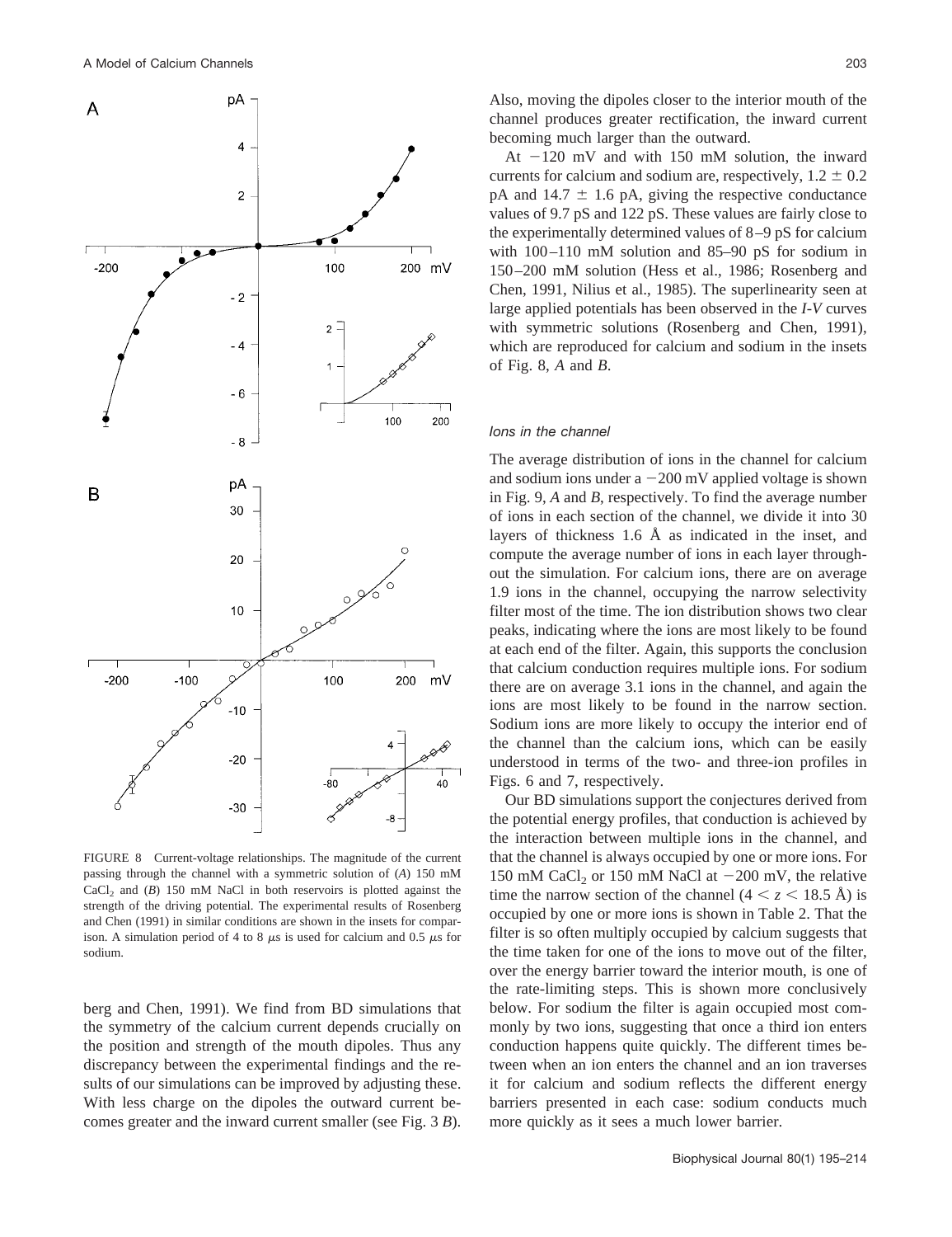FIGURE 8 Current-voltage relationships. The magnitude of the current passing through the channel with a symmetric solution of (*A*) 150 mM $CaCl_2$ and (*B*) 150 mM NaCl in both reservoirs is plotted against the strength of the driving potential. The experimental results of Rosenberg and Chen (1991) in similar conditions are shown in the insets for comparison. A simulation period of 4 to 8 $\mu$s is used for calcium and 0.5 $\mu$s for sodium.

berg and Chen, 1991). We find from BD simulations that the symmetry of the calcium current depends crucially on the position and strength of the mouth dipoles. Thus any discrepancy between the experimental findings and the results of our simulations can be improved by adjusting these. With less charge on the dipoles the outward current becomes greater and the inward current smaller (see Fig. 3 *B*). Also, moving the dipoles closer to the interior mouth of the channel produces greater rectification, the inward current becoming much larger than the outward.

At −120 mV and with 150 mM solution, the inward currents for calcium and sodium are, respectively, $1.2 \pm 0.2$ pA and $14.7 \pm 1.6$ pA, giving the respective conductance values of 9.7 pS and 122 pS. These values are fairly close to the experimentally determined values of 8–9 pS for calcium with 100–110 mM solution and 85–90 pS for sodium in 150–200 mM solution (Hess et al., 1986; Rosenberg and Chen, 1991, Nilius et al., 1985). The superlinearity seen at large applied potentials has been observed in the *I-V* curves with symmetric solutions (Rosenberg and Chen, 1991), which are reproduced for calcium and sodium in the insets of Fig. 8, *A* and *B*.

### *Ions in the channel*

The average distribution of ions in the channel for calcium and sodium ions under a −200 mV applied voltage is shown in Fig. 9, *A* and *B*, respectively. To find the average number of ions in each section of the channel, we divide it into 30 layers of thickness 1.6 Å as indicated in the inset, and compute the average number of ions in each layer throughout the simulation. For calcium ions, there are on average 1.9 ions in the channel, occupying the narrow selectivity filter most of the time. The ion distribution shows two clear peaks, indicating where the ions are most likely to be found at each end of the filter. Again, this supports the conclusion that calcium conduction requires multiple ions. For sodium there are on average 3.1 ions in the channel, and again the ions are most likely to be found in the narrow section. Sodium ions are more likely to occupy the interior end of the channel than the calcium ions, which can be easily understood in terms of the two- and three-ion profiles in Figs. 6 and 7, respectively.

Our BD simulations support the conjectures derived from the potential energy profiles, that conduction is achieved by the interaction between multiple ions in the channel, and that the channel is always occupied by one or more ions. For 150 mM $CaCl_2$ or 150 mM NaCl at −200 mV, the relative time the narrow section of the channel ($4 < z < 18.5$ Å) is occupied by one or more ions is shown in Table 2. That the filter is so often multiply occupied by calcium suggests that the time taken for one of the ions to move out of the filter, over the energy barrier toward the interior mouth, is one of the rate-limiting steps. This is shown more conclusively below. For sodium the filter is again occupied most commonly by two ions, suggesting that once a third ion enters conduction happens quite quickly. The different times between when an ion enters the channel and an ion traverses it for calcium and sodium reflects the different energy barriers presented in each case: sodium conducts much more quickly as it sees a much lower barrier.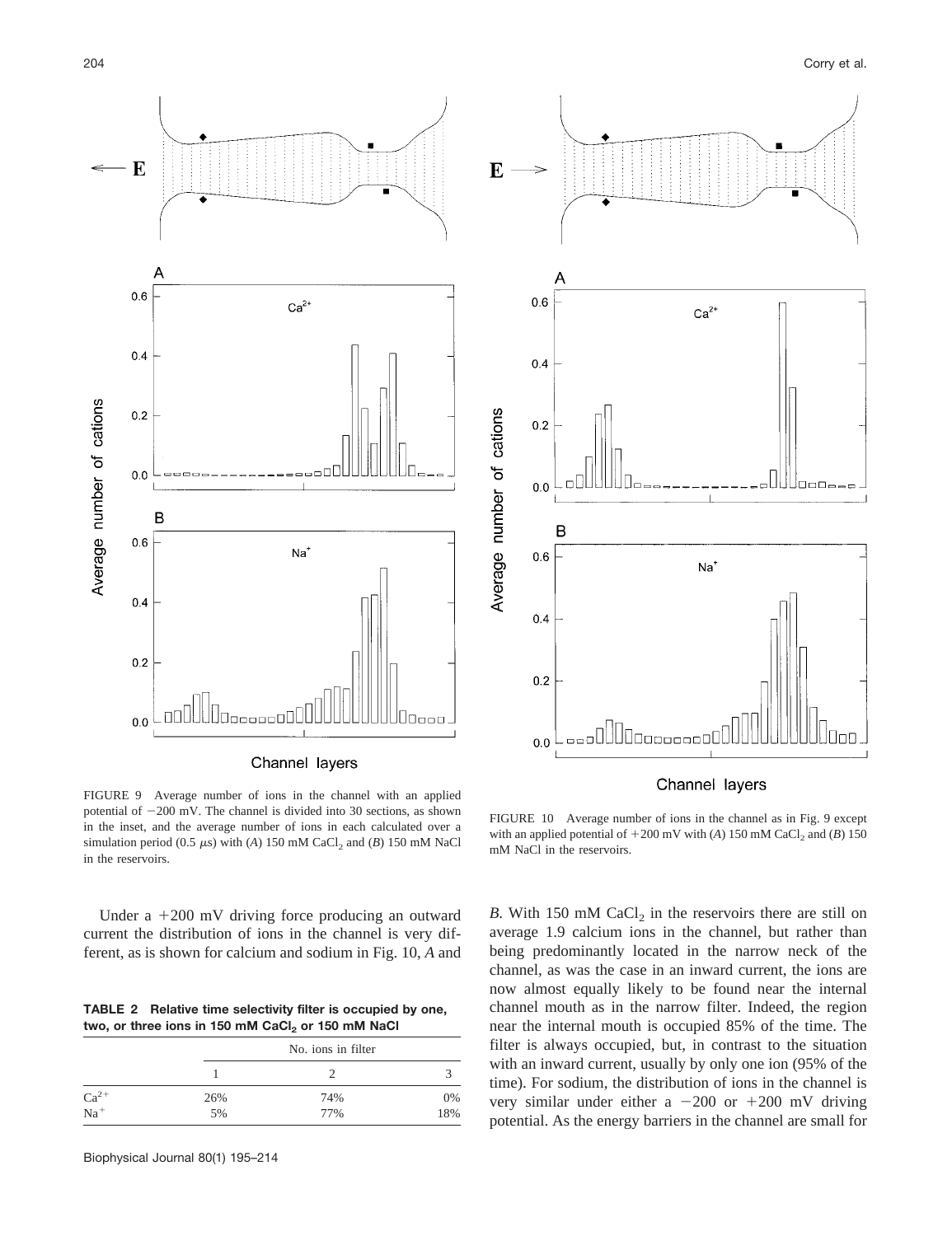FIGURE 9 Average number of ions in the channel with an applied potential of −200 mV. The channel is divided into 30 sections, as shown in the inset, and the average number of ions in each calculated over a simulation period (0.5 μs) with (*A*) 150 mM $CaCl_2$ and (*B*) 150 mM NaCl in the reservoirs.

FIGURE 10 Average number of ions in the channel as in Fig. 9 except with an applied potential of +200 mV with (*A*) 150 mM $CaCl_2$ and (*B*) 150 mM NaCl in the reservoirs.

Under a +200 mV driving force producing an outward current the distribution of ions in the channel is very different, as is shown for calcium and sodium in Fig. 10, *A* and *B*. With 150 mM $CaCl_2$ in the reservoirs there are still on average 1.9 calcium ions in the channel, but rather than being predominantly located in the narrow neck of the channel, as was the case in an inward current, the ions are now almost equally likely to be found near the internal channel mouth as in the narrow filter. Indeed, the region near the internal mouth is occupied 85% of the time. The filter is always occupied, but, in contrast to the situation with an inward current, usually by only one ion (95% of the time). For sodium, the distribution of ions in the channel is very similar under either a −200 or +200 mV driving potential. As the energy barriers in the channel are small for

**TABLE 2 Relative time selectivity filter is occupied by one, two, or three ions in 150 mM $CaCl_2$ or 150 mM NaCl**

| | No. ions in filter | | |
|---|---|---|---|
| | 1 | 2 | 3 |
| $Ca^{2+}$ | 26% | 74% | 0% |
| $Na^{+}$ | 5% | 77% | 18% |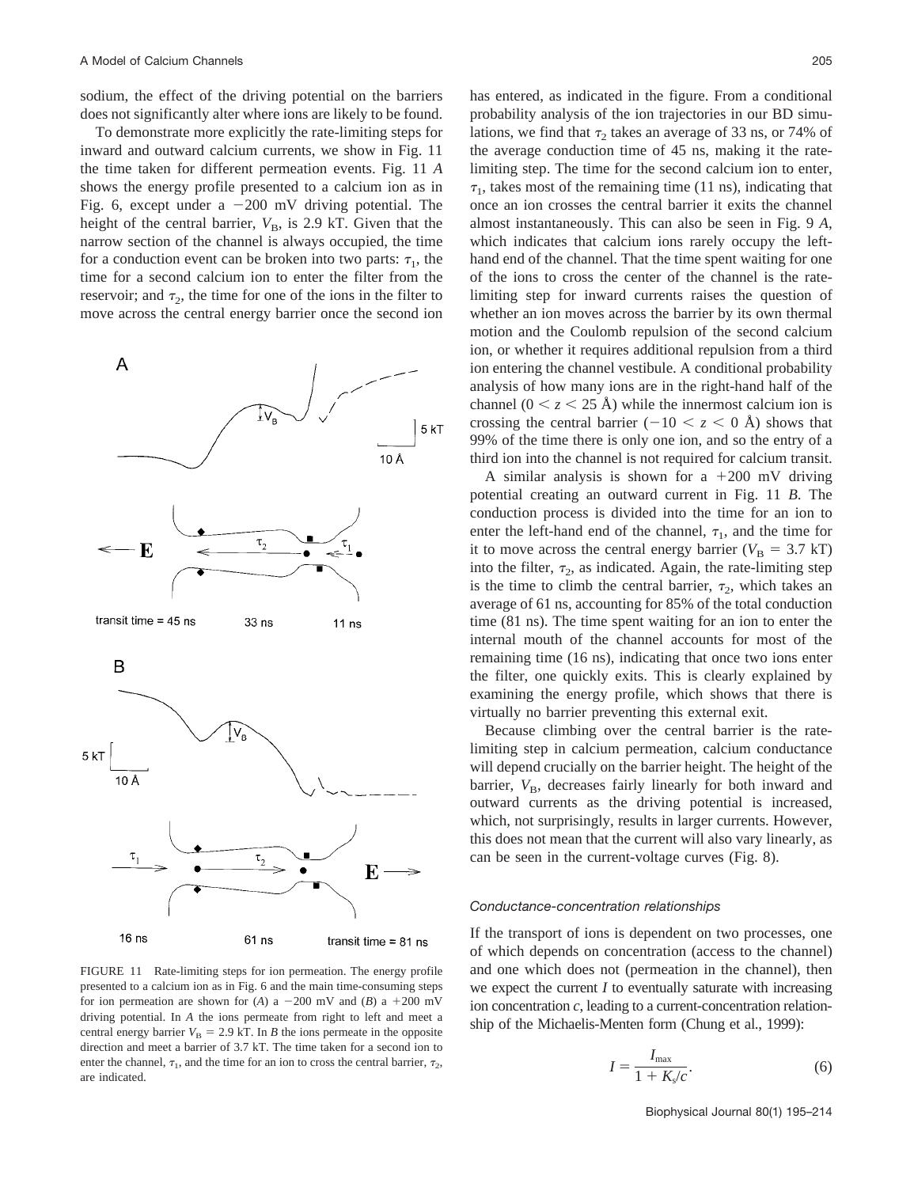sodium, the effect of the driving potential on the barriers does not significantly alter where ions are likely to be found.

To demonstrate more explicitly the rate-limiting steps for inward and outward calcium currents, we show in Fig. 11 the time taken for different permeation events. Fig. 11 *A* shows the energy profile presented to a calcium ion as in Fig. 6, except under a −200 mV driving potential. The height of the central barrier, $V_B$, is 2.9 kT. Given that the narrow section of the channel is always occupied, the time for a conduction event can be broken into two parts: $\tau_1$, the time for a second calcium ion to enter the filter from the reservoir; and $\tau_2$, the time for one of the ions in the filter to move across the central energy barrier once the second ion has entered, as indicated in the figure. From a conditional probability analysis of the ion trajectories in our BD simulations, we find that $\tau_2$ takes an average of 33 ns, or 74% of the average conduction time of 45 ns, making it the rate-limiting step. The time for the second calcium ion to enter, $\tau_1$, takes most of the remaining time (11 ns), indicating that once an ion crosses the central barrier it exits the channel almost instantaneously. This can also be seen in Fig. 9 *A*, which indicates that calcium ions rarely occupy the left-hand end of the channel. That the time spent waiting for one of the ions to cross the center of the channel is the rate-limiting step for inward currents raises the question of whether an ion moves across the barrier by its own thermal motion and the Coulomb repulsion of the second calcium ion, or whether it requires additional repulsion from a third ion entering the channel vestibule. A conditional probability analysis of how many ions are in the right-hand half of the channel ($0 < z < 25$ Å) while the innermost calcium ion is crossing the central barrier ($-10 < z < 0$ Å) shows that 99% of the time there is only one ion, and so the entry of a third ion into the channel is not required for calcium transit.

FIGURE 11 Rate-limiting steps for ion permeation. The energy profile presented to a calcium ion as in Fig. 6 and the main time-consuming steps for ion permeation are shown for (*A*) a −200 mV and (*B*) a +200 mV driving potential. In *A* the ions permeate from right to left and meet a central energy barrier $V_B$ = 2.9 kT. In *B* the ions permeate in the opposite direction and meet a barrier of 3.7 kT. The time taken for a second ion to enter the channel, $\tau_1$, and the time for an ion to cross the central barrier, $\tau_2$, are indicated.

A similar analysis is shown for a +200 mV driving potential creating an outward current in Fig. 11 *B*. The conduction process is divided into the time for an ion to enter the left-hand end of the channel, $\tau_1$, and the time for it to move across the central energy barrier ($V_B$ = 3.7 kT) into the filter, $\tau_2$, as indicated. Again, the rate-limiting step is the time to climb the central barrier, $\tau_2$, which takes an average of 61 ns, accounting for 85% of the total conduction time (81 ns). The time spent waiting for an ion to enter the internal mouth of the channel accounts for most of the remaining time (16 ns), indicating that once two ions enter the filter, one quickly exits. This is clearly explained by examining the energy profile, which shows that there is virtually no barrier preventing this external exit.

Because climbing over the central barrier is the rate-limiting step in calcium permeation, calcium conductance will depend crucially on the barrier height. The height of the barrier, $V_B$, decreases fairly linearly for both inward and outward currents as the driving potential is increased, which, not surprisingly, results in larger currents. However, this does not mean that the current will also vary linearly, as can be seen in the current-voltage curves (Fig. 8).

#### *Conductance-concentration relationships*

If the transport of ions is dependent on two processes, one of which depends on concentration (access to the channel) and one which does not (permeation in the channel), then we expect the current $I$ to eventually saturate with increasing ion concentration $c$, leading to a current-concentration relationship of the Michaelis-Menten form (Chung et al., 1999):

$$I = \frac{I_{\max}}{1 + K_s/c}. \tag{6}$$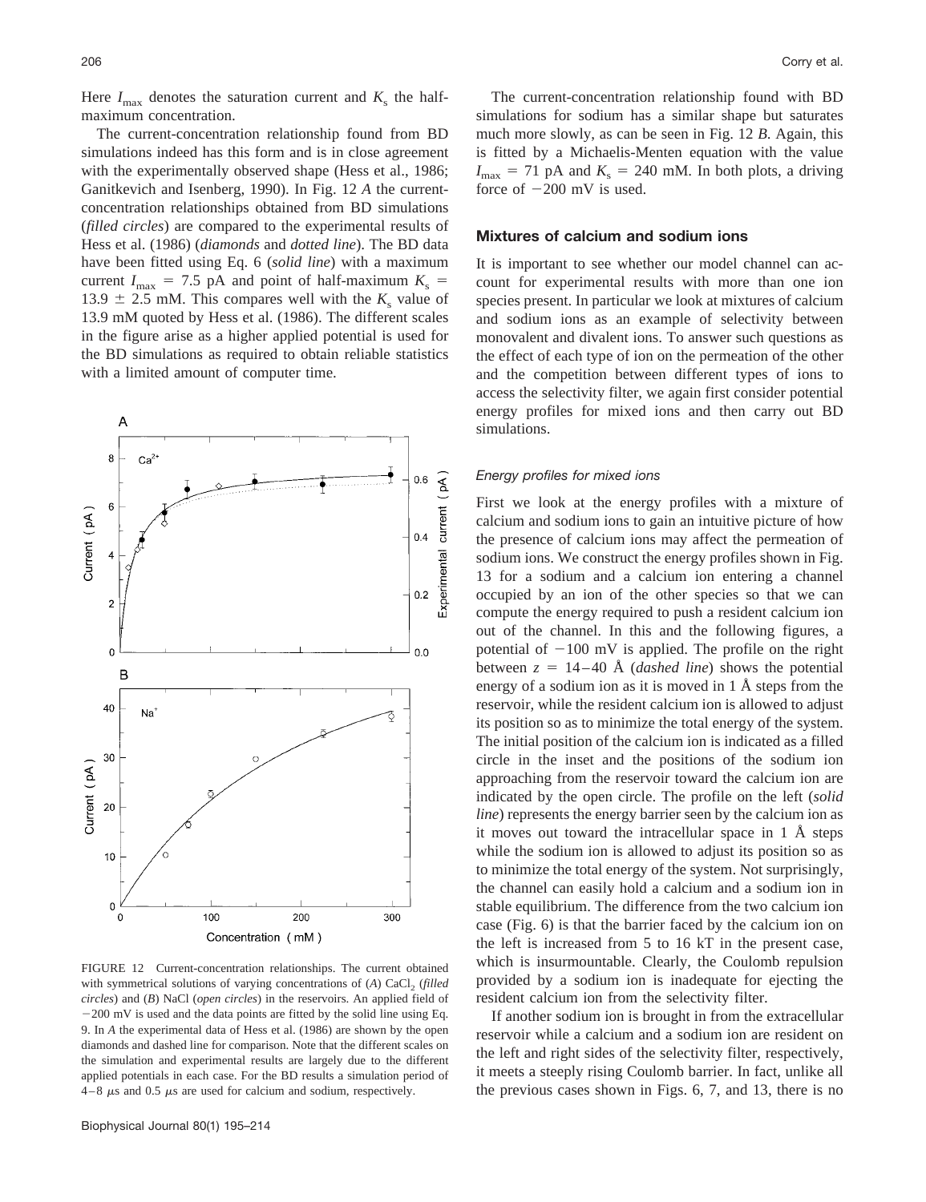Here $I_{max}$ denotes the saturation current and $K_s$ the half-maximum concentration.

The current-concentration relationship found from BD simulations indeed has this form and is in close agreement with the experimentally observed shape (Hess et al., 1986; Ganitkevich and Isenberg, 1990). In Fig. 12 *A* the current-concentration relationships obtained from BD simulations (*filled circles*) are compared to the experimental results of Hess et al. (1986) (*diamonds* and *dotted line*). The BD data have been fitted using Eq. 6 (*solid line*) with a maximum current $I_{max}$ = 7.5 pA and point of half-maximum $K_s$ = 13.9 ± 2.5 mM. This compares well with the $K_s$ value of 13.9 mM quoted by Hess et al. (1986). The different scales in the figure arise as a higher applied potential is used for the BD simulations as required to obtain reliable statistics with a limited amount of computer time.

FIGURE 12 Current-concentration relationships. The current obtained with symmetrical solutions of varying concentrations of (*A*) $CaCl_2$ (*filled circles*) and (*B*) NaCl (*open circles*) in the reservoirs. An applied field of −200 mV is used and the data points are fitted by the solid line using Eq. 9. In *A* the experimental data of Hess et al. (1986) are shown by the open diamonds and dashed line for comparison. Note that the different scales on the simulation and experimental results are largely due to the different applied potentials in each case. For the BD results a simulation period of 4–8 μs and 0.5 μs are used for calcium and sodium, respectively.

The current-concentration relationship found with BD simulations for sodium has a similar shape but saturates much more slowly, as can be seen in Fig. 12 *B*. Again, this is fitted by a Michaelis-Menten equation with the value $I_{max}$ = 71 pA and $K_s$ = 240 mM. In both plots, a driving force of −200 mV is used.

## Mixtures of calcium and sodium ions

It is important to see whether our model channel can account for experimental results with more than one ion species present. In particular we look at mixtures of calcium and sodium ions as an example of selectivity between monovalent and divalent ions. To answer such questions as the effect of each type of ion on the permeation of the other and the competition between different types of ions to access the selectivity filter, we again first consider potential energy profiles for mixed ions and then carry out BD simulations.

### *Energy profiles for mixed ions*

First we look at the energy profiles with a mixture of calcium and sodium ions to gain an intuitive picture of how the presence of calcium ions may affect the permeation of sodium ions. We construct the energy profiles shown in Fig. 13 for a sodium and a calcium ion entering a channel occupied by an ion of the other species so that we can compute the energy required to push a resident calcium ion out of the channel. In this and the following figures, a potential of −100 mV is applied. The profile on the right between $z$ = 14–40 Å (*dashed line*) shows the potential energy of a sodium ion as it is moved in 1 Å steps from the reservoir, while the resident calcium ion is allowed to adjust its position so as to minimize the total energy of the system. The initial position of the calcium ion is indicated as a filled circle in the inset and the positions of the sodium ion approaching from the reservoir toward the calcium ion are indicated by the open circle. The profile on the left (*solid line*) represents the energy barrier seen by the calcium ion as it moves out toward the intracellular space in 1 Å steps while the sodium ion is allowed to adjust its position so as to minimize the total energy of the system. Not surprisingly, the channel can easily hold a calcium and a sodium ion in stable equilibrium. The difference from the two calcium ion case (Fig. 6) is that the barrier faced by the calcium ion on the left is increased from 5 to 16 kT in the present case, which is insurmountable. Clearly, the Coulomb repulsion provided by a sodium ion is inadequate for ejecting the resident calcium ion from the selectivity filter.

If another sodium ion is brought in from the extracellular reservoir while a calcium and a sodium ion are resident on the left and right sides of the selectivity filter, respectively, it meets a steeply rising Coulomb barrier. In fact, unlike all the previous cases shown in Figs. 6, 7, and 13, there is no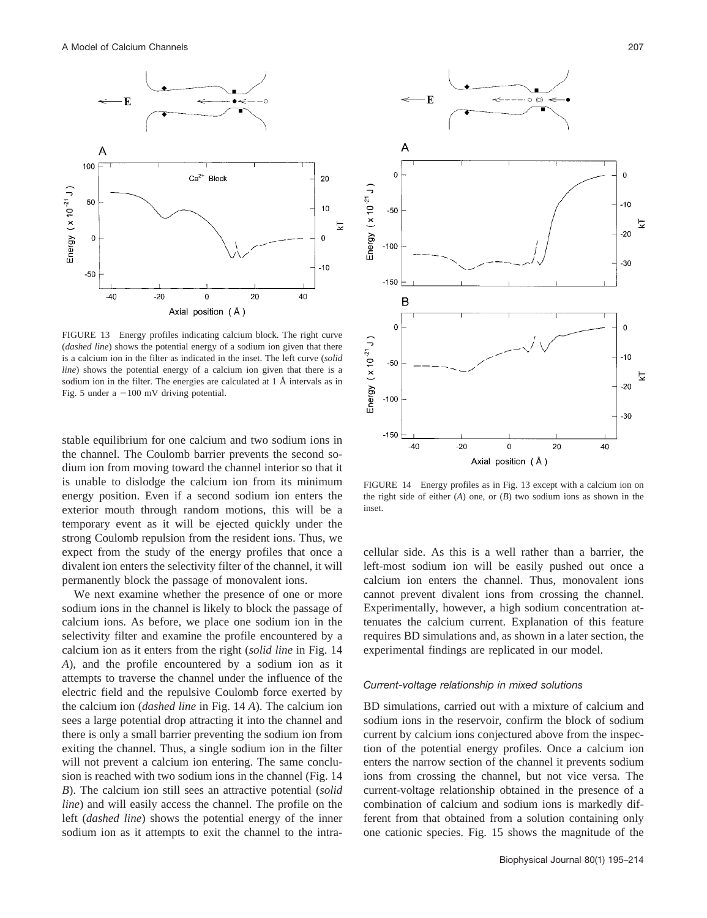FIGURE 13 Energy profiles indicating calcium block. The right curve (*dashed line*) shows the potential energy of a sodium ion given that there is a calcium ion in the filter as indicated in the inset. The left curve (*solid line*) shows the potential energy of a calcium ion given that there is a sodium ion in the filter. The energies are calculated at 1 Å intervals as in Fig. 5 under a −100 mV driving potential.

stable equilibrium for one calcium and two sodium ions in the channel. The Coulomb barrier prevents the second sodium ion from moving toward the channel interior so that it is unable to dislodge the calcium ion from its minimum energy position. Even if a second sodium ion enters the exterior mouth through random motions, this will be a temporary event as it will be ejected quickly under the strong Coulomb repulsion from the resident ions. Thus, we expect from the study of the energy profiles that once a divalent ion enters the selectivity filter of the channel, it will permanently block the passage of monovalent ions.

We next examine whether the presence of one or more sodium ions in the channel is likely to block the passage of calcium ions. As before, we place one sodium ion in the selectivity filter and examine the profile encountered by a calcium ion as it enters from the right (*solid line* in Fig. 14 *A*), and the profile encountered by a sodium ion as it attempts to traverse the channel under the influence of the electric field and the repulsive Coulomb force exerted by the calcium ion (*dashed line* in Fig. 14 *A*). The calcium ion sees a large potential drop attracting it into the channel and there is only a small barrier preventing the sodium ion from exiting the channel. Thus, a single sodium ion in the filter will not prevent a calcium ion entering. The same conclusion is reached with two sodium ions in the channel (Fig. 14 *B*). The calcium ion still sees an attractive potential (*solid line*) and will easily access the channel. The profile on the left (*dashed line*) shows the potential energy of the inner sodium ion as it attempts to exit the channel to the intracellular side. As this is a well rather than a barrier, the left-most sodium ion will be easily pushed out once a calcium ion enters the channel. Thus, monovalent ions cannot prevent divalent ions from crossing the channel. Experimentally, however, a high sodium concentration attenuates the calcium current. Explanation of this feature requires BD simulations and, as shown in a later section, the experimental findings are replicated in our model.

FIGURE 14 Energy profiles as in Fig. 13 except with a calcium ion on the right side of either (*A*) one, or (*B*) two sodium ions as shown in the inset.

### Current-voltage relationship in mixed solutions

BD simulations, carried out with a mixture of calcium and sodium ions in the reservoir, confirm the block of sodium current by calcium ions conjectured above from the inspection of the potential energy profiles. Once a calcium ion enters the narrow section of the channel it prevents sodium ions from crossing the channel, but not vice versa. The current-voltage relationship obtained in the presence of a combination of calcium and sodium ions is markedly different from that obtained from a solution containing only one cationic species. Fig. 15 shows the magnitude of the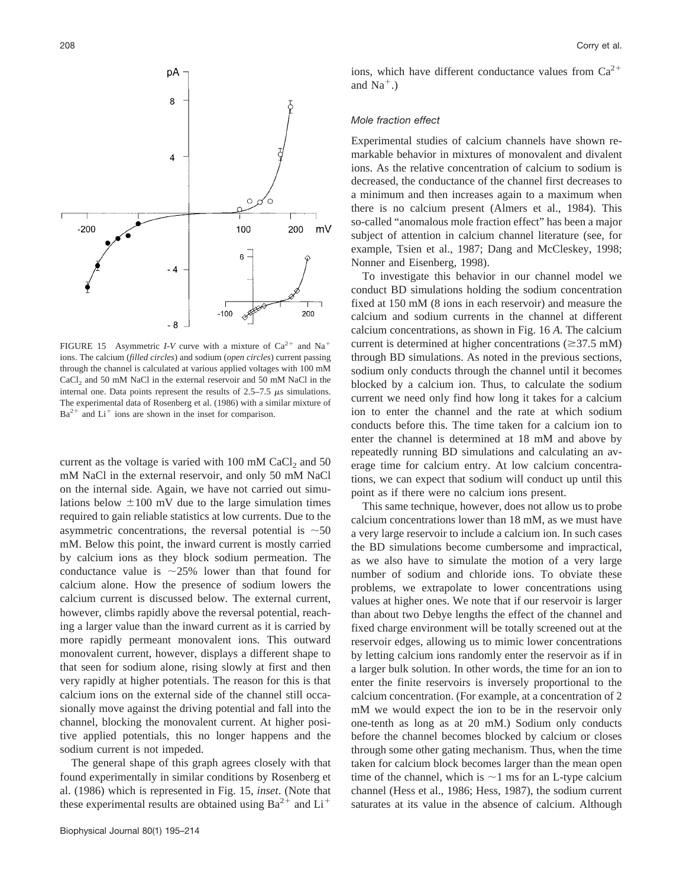FIGURE 15 Asymmetric *I-V* curve with a mixture of $Ca^{2+}$ and $Na^+$ ions. The calcium (*filled circles*) and sodium (*open circles*) current passing through the channel is calculated at various applied voltages with 100 mM $CaCl_2$ and 50 mM NaCl in the external reservoir and 50 mM NaCl in the internal one. Data points represent the results of 2.5–7.5 $\mu$s simulations. The experimental data of Rosenberg et al. (1986) with a similar mixture of $Ba^{2+}$ and $Li^+$ ions are shown in the inset for comparison.

current as the voltage is varied with 100 mM $CaCl_2$ and 50 mM NaCl in the external reservoir, and only 50 mM NaCl on the internal side. Again, we have not carried out simulations below $\pm$100 mV due to the large simulation times required to gain reliable statistics at low currents. Due to the asymmetric concentrations, the reversal potential is ~50 mM. Below this point, the inward current is mostly carried by calcium ions as they block sodium permeation. The conductance value is ~25% lower than that found for calcium alone. How the presence of sodium lowers the calcium current is discussed below. The external current, however, climbs rapidly above the reversal potential, reaching a larger value than the inward current as it is carried by more rapidly permeant monovalent ions. This outward monovalent current, however, displays a different shape to that seen for sodium alone, rising slowly at first and then very rapidly at higher potentials. The reason for this is that calcium ions on the external side of the channel still occasionally move against the driving potential and fall into the channel, blocking the monovalent current. At higher positive applied potentials, this no longer happens and the sodium current is not impeded.

The general shape of this graph agrees closely with that found experimentally in similar conditions by Rosenberg et al. (1986) which is represented in Fig. 15, *inset*. (Note that these experimental results are obtained using $Ba^{2+}$ and $Li^+$ ions, which have different conductance values from $Ca^{2+}$ and $Na^+$.)

### *Mole fraction effect*

Experimental studies of calcium channels have shown remarkable behavior in mixtures of monovalent and divalent ions. As the relative concentration of calcium to sodium is decreased, the conductance of the channel first decreases to a minimum and then increases again to a maximum when there is no calcium present (Almers et al., 1984). This so-called "anomalous mole fraction effect" has been a major subject of attention in calcium channel literature (see, for example, Tsien et al., 1987; Dang and McCleskey, 1998; Nonner and Eisenberg, 1998).

To investigate this behavior in our channel model we conduct BD simulations holding the sodium concentration fixed at 150 mM (8 ions in each reservoir) and measure the calcium and sodium currents in the channel at different calcium concentrations, as shown in Fig. 16 *A*. The calcium current is determined at higher concentrations ($\geq$37.5 mM) through BD simulations. As noted in the previous sections, sodium only conducts through the channel until it becomes blocked by a calcium ion. Thus, to calculate the sodium current we need only find how long it takes for a calcium ion to enter the channel and the rate at which sodium conducts before this. The time taken for a calcium ion to enter the channel is determined at 18 mM and above by repeatedly running BD simulations and calculating an average time for calcium entry. At low calcium concentrations, we can expect that sodium will conduct up until this point as if there were no calcium ions present.

This same technique, however, does not allow us to probe calcium concentrations lower than 18 mM, as we must have a very large reservoir to include a calcium ion. In such cases the BD simulations become cumbersome and impractical, as we also have to simulate the motion of a very large number of sodium and chloride ions. To obviate these problems, we extrapolate to lower concentrations using values at higher ones. We note that if our reservoir is larger than about two Debye lengths the effect of the channel and fixed charge environment will be totally screened out at the reservoir edges, allowing us to mimic lower concentrations by letting calcium ions randomly enter the reservoir as if in a larger bulk solution. In other words, the time for an ion to enter the finite reservoirs is inversely proportional to the calcium concentration. (For example, at a concentration of 2 mM we would expect the ion to be in the reservoir only one-tenth as long as at 20 mM.) Sodium only conducts before the channel becomes blocked by calcium or closes through some other gating mechanism. Thus, when the time taken for calcium block becomes larger than the mean open time of the channel, which is ~1 ms for an L-type calcium channel (Hess et al., 1986; Hess, 1987), the sodium current saturates at its value in the absence of calcium. Although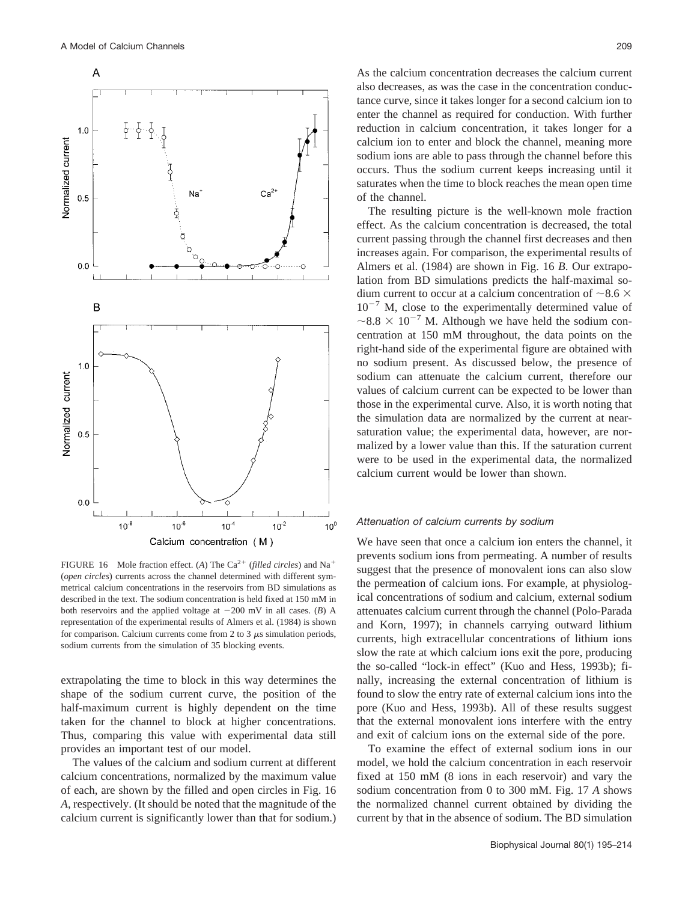FIGURE 16 Mole fraction effect. (*A*) The $Ca^{2+}$ (*filled circles*) and $Na^{+}$ (*open circles*) currents across the channel determined with different symmetrical calcium concentrations in the reservoirs from BD simulations as described in the text. The sodium concentration is held fixed at 150 mM in both reservoirs and the applied voltage at −200 mV in all cases. (*B*) A representation of the experimental results of Almers et al. (1984) is shown for comparison. Calcium currents come from 2 to 3 $\mu$s simulation periods, sodium currents from the simulation of 35 blocking events.

extrapolating the time to block in this way determines the shape of the sodium current curve, the position of the half-maximum current is highly dependent on the time taken for the channel to block at higher concentrations. Thus, comparing this value with experimental data still provides an important test of our model.

The values of the calcium and sodium current at different calcium concentrations, normalized by the maximum value of each, are shown by the filled and open circles in Fig. 16 *A*, respectively. (It should be noted that the magnitude of the calcium current is significantly lower than that for sodium.) As the calcium concentration decreases the calcium current also decreases, as was the case in the concentration conductance curve, since it takes longer for a second calcium ion to enter the channel as required for conduction. With further reduction in calcium concentration, it takes longer for a calcium ion to enter and block the channel, meaning more sodium ions are able to pass through the channel before this occurs. Thus the sodium current keeps increasing until it saturates when the time to block reaches the mean open time of the channel.

The resulting picture is the well-known mole fraction effect. As the calcium concentration is decreased, the total current passing through the channel first decreases and then increases again. For comparison, the experimental results of Almers et al. (1984) are shown in Fig. 16 *B*. Our extrapolation from BD simulations predicts the half-maximal sodium current to occur at a calcium concentration of $\sim 8.6 \times 10^{-7}$ M, close to the experimentally determined value of $\sim 8.8 \times 10^{-7}$ M. Although we have held the sodium concentration at 150 mM throughout, the data points on the right-hand side of the experimental figure are obtained with no sodium present. As discussed below, the presence of sodium can attenuate the calcium current, therefore our values of calcium current can be expected to be lower than those in the experimental curve. Also, it is worth noting that the simulation data are normalized by the current at near-saturation value; the experimental data, however, are normalized by a lower value than this. If the saturation current were to be used in the experimental data, the normalized calcium current would be lower than shown.

### Attenuation of calcium currents by sodium

We have seen that once a calcium ion enters the channel, it prevents sodium ions from permeating. A number of results suggest that the presence of monovalent ions can also slow the permeation of calcium ions. For example, at physiological concentrations of sodium and calcium, external sodium attenuates calcium current through the channel (Polo-Parada and Korn, 1997); in channels carrying outward lithium currents, high extracellular concentrations of lithium ions slow the rate at which calcium ions exit the pore, producing the so-called "lock-in effect" (Kuo and Hess, 1993b); finally, increasing the external concentration of lithium is found to slow the entry rate of external calcium ions into the pore (Kuo and Hess, 1993b). All of these results suggest that the external monovalent ions interfere with the entry and exit of calcium ions on the external side of the pore.

To examine the effect of external sodium ions in our model, we hold the calcium concentration in each reservoir fixed at 150 mM (8 ions in each reservoir) and vary the sodium concentration from 0 to 300 mM. Fig. 17 *A* shows the normalized channel current obtained by dividing the current by that in the absence of sodium. The BD simulation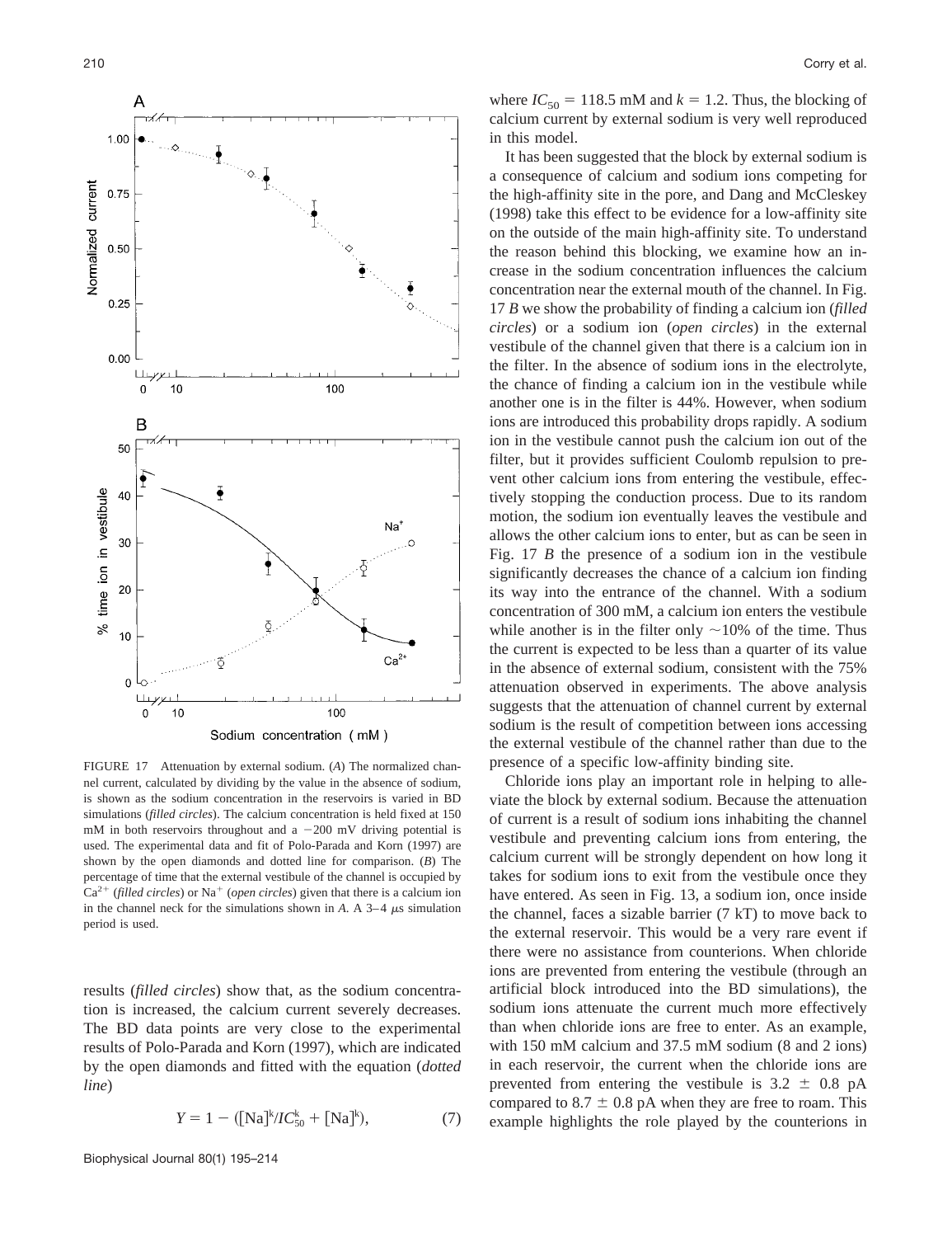FIGURE 17 Attenuation by external sodium. (*A*) The normalized channel current, calculated by dividing by the value in the absence of sodium, is shown as the sodium concentration in the reservoirs is varied in BD simulations (*filled circles*). The calcium concentration is held fixed at 150 mM in both reservoirs throughout and a −200 mV driving potential is used. The experimental data and fit of Polo-Parada and Korn (1997) are shown by the open diamonds and dotted line for comparison. (*B*) The percentage of time that the external vestibule of the channel is occupied by $Ca^{2+}$ (*filled circles*) or $Na^{+}$ (*open circles*) given that there is a calcium ion in the channel neck for the simulations shown in *A*. A 3–4 μs simulation period is used.

results (*filled circles*) show that, as the sodium concentration is increased, the calcium current severely decreases. The BD data points are very close to the experimental results of Polo-Parada and Korn (1997), which are indicated by the open diamonds and fitted with the equation (*dotted line*)

$$Y = 1 - ([\mathrm{Na}]^{k}/IC_{50}^{k} + [\mathrm{Na}]^{k}), \tag{7}$$

where $IC_{50} = 118.5$ mM and $k = 1.2$. Thus, the blocking of calcium current by external sodium is very well reproduced in this model.

It has been suggested that the block by external sodium is a consequence of calcium and sodium ions competing for the high-affinity site in the pore, and Dang and McCleskey (1998) take this effect to be evidence for a low-affinity site on the outside of the main high-affinity site. To understand the reason behind this blocking, we examine how an increase in the sodium concentration influences the calcium concentration near the external mouth of the channel. In Fig. 17 *B* we show the probability of finding a calcium ion (*filled circles*) or a sodium ion (*open circles*) in the external vestibule of the channel given that there is a calcium ion in the filter. In the absence of sodium ions in the electrolyte, the chance of finding a calcium ion in the vestibule while another one is in the filter is 44%. However, when sodium ions are introduced this probability drops rapidly. A sodium ion in the vestibule cannot push the calcium ion out of the filter, but it provides sufficient Coulomb repulsion to prevent other calcium ions from entering the vestibule, effectively stopping the conduction process. Due to its random motion, the sodium ion eventually leaves the vestibule and allows the other calcium ions to enter, but as can be seen in Fig. 17 *B* the presence of a sodium ion in the vestibule significantly decreases the chance of a calcium ion finding its way into the entrance of the channel. With a sodium concentration of 300 mM, a calcium ion enters the vestibule while another is in the filter only ~10% of the time. Thus the current is expected to be less than a quarter of its value in the absence of external sodium, consistent with the 75% attenuation observed in experiments. The above analysis suggests that the attenuation of channel current by external sodium is the result of competition between ions accessing the external vestibule of the channel rather than due to the presence of a specific low-affinity binding site.

Chloride ions play an important role in helping to alleviate the block by external sodium. Because the attenuation of current is a result of sodium ions inhabiting the channel vestibule and preventing calcium ions from entering, the calcium current will be strongly dependent on how long it takes for sodium ions to exit from the vestibule once they have entered. As seen in Fig. 13, a sodium ion, once inside the channel, faces a sizable barrier (7 kT) to move back to the external reservoir. This would be a very rare event if there were no assistance from counterions. When chloride ions are prevented from entering the vestibule (through an artificial block introduced into the BD simulations), the sodium ions attenuate the current much more effectively than when chloride ions are free to enter. As an example, with 150 mM calcium and 37.5 mM sodium (8 and 2 ions) in each reservoir, the current when the chloride ions are prevented from entering the vestibule is 3.2 ± 0.8 pA compared to 8.7 ± 0.8 pA when they are free to roam. This example highlights the role played by the counterions in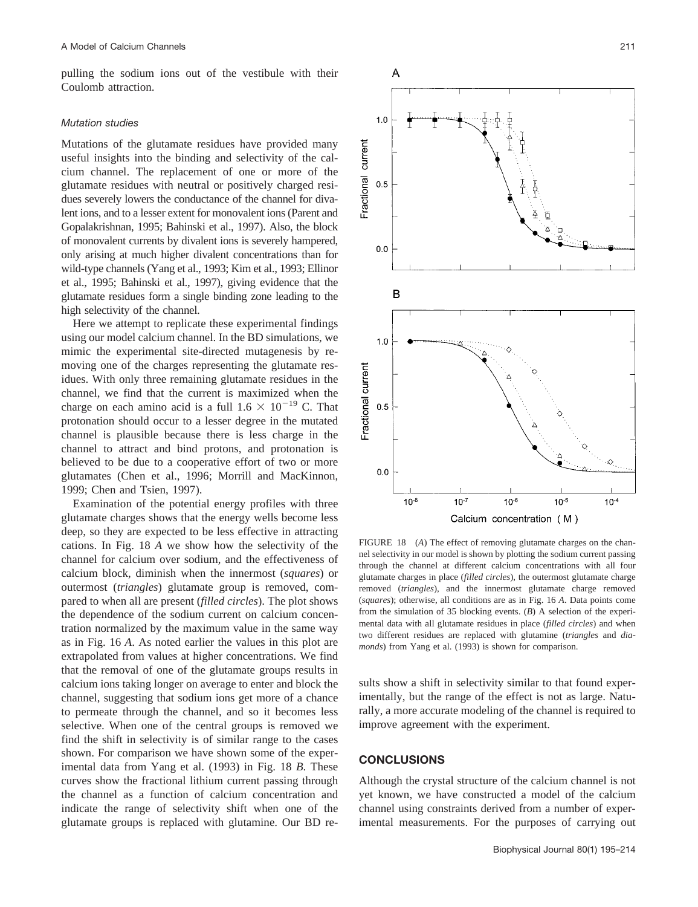pulling the sodium ions out of the vestibule with their Coulomb attraction.

### *Mutation studies*

Mutations of the glutamate residues have provided many useful insights into the binding and selectivity of the calcium channel. The replacement of one or more of the glutamate residues with neutral or positively charged residues severely lowers the conductance of the channel for divalent ions, and to a lesser extent for monovalent ions (Parent and Gopalakrishnan, 1995; Bahinski et al., 1997). Also, the block of monovalent currents by divalent ions is severely hampered, only arising at much higher divalent concentrations than for wild-type channels (Yang et al., 1993; Kim et al., 1993; Ellinor et al., 1995; Bahinski et al., 1997), giving evidence that the glutamate residues form a single binding zone leading to the high selectivity of the channel.

Here we attempt to replicate these experimental findings using our model calcium channel. In the BD simulations, we mimic the experimental site-directed mutagenesis by removing one of the charges representing the glutamate residues. With only three remaining glutamate residues in the channel, we find that the current is maximized when the charge on each amino acid is a full $1.6 \times 10^{-19}$ C. That protonation should occur to a lesser degree in the mutated channel is plausible because there is less charge in the channel to attract and bind protons, and protonation is believed to be due to a cooperative effort of two or more glutamates (Chen et al., 1996; Morrill and MacKinnon, 1999; Chen and Tsien, 1997).

Examination of the potential energy profiles with three glutamate charges shows that the energy wells become less deep, so they are expected to be less effective in attracting cations. In Fig. 18 *A* we show how the selectivity of the channel for calcium over sodium, and the effectiveness of calcium block, diminish when the innermost (*squares*) or outermost (*triangles*) glutamate group is removed, compared to when all are present (*filled circles*). The plot shows the dependence of the sodium current on calcium concentration normalized by the maximum value in the same way as in Fig. 16 *A*. As noted earlier the values in this plot are extrapolated from values at higher concentrations. We find that the removal of one of the glutamate groups results in calcium ions taking longer on average to enter and block the channel, suggesting that sodium ions get more of a chance to permeate through the channel, and so it becomes less selective. When one of the central groups is removed we find the shift in selectivity is of similar range to the cases shown. For comparison we have shown some of the experimental data from Yang et al. (1993) in Fig. 18 *B*. These curves show the fractional lithium current passing through the channel as a function of calcium concentration and indicate the range of selectivity shift when one of the glutamate groups is replaced with glutamine. Our BD results show a shift in selectivity similar to that found experimentally, but the range of the effect is not as large. Naturally, a more accurate modeling of the channel is required to improve agreement with the experiment.

FIGURE 18 (*A*) The effect of removing glutamate charges on the channel selectivity in our model is shown by plotting the sodium current passing through the channel at different calcium concentrations with all four glutamate charges in place (*filled circles*), the outermost glutamate charge removed (*triangles*), and the innermost glutamate charge removed (*squares*); otherwise, all conditions are as in Fig. 16 *A*. Data points come from the simulation of 35 blocking events. (*B*) A selection of the experimental data with all glutamate residues in place (*filled circles*) and when two different residues are replaced with glutamine (*triangles* and *diamonds*) from Yang et al. (1993) is shown for comparison.

## CONCLUSIONS

Although the crystal structure of the calcium channel is not yet known, we have constructed a model of the calcium channel using constraints derived from a number of experimental measurements. For the purposes of carrying out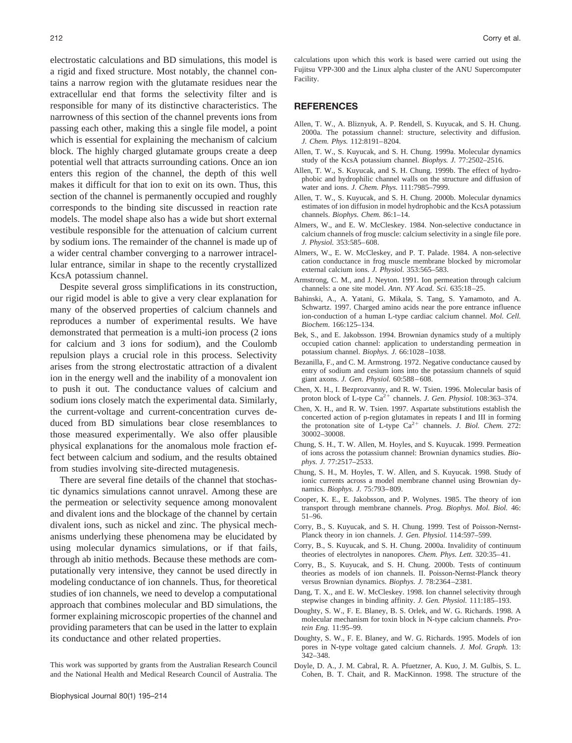electrostatic calculations and BD simulations, this model is a rigid and fixed structure. Most notably, the channel contains a narrow region with the glutamate residues near the extracellular end that forms the selectivity filter and is responsible for many of its distinctive characteristics. The narrowness of this section of the channel prevents ions from passing each other, making this a single file model, a point which is essential for explaining the mechanism of calcium block. The highly charged glutamate groups create a deep potential well that attracts surrounding cations. Once an ion enters this region of the channel, the depth of this well makes it difficult for that ion to exit on its own. Thus, this section of the channel is permanently occupied and roughly corresponds to the binding site discussed in reaction rate models. The model shape also has a wide but short external vestibule responsible for the attenuation of calcium current by sodium ions. The remainder of the channel is made up of a wider central chamber converging to a narrower intracellular entrance, similar in shape to the recently crystallized KcsA potassium channel.

Despite several gross simplifications in its construction, our rigid model is able to give a very clear explanation for many of the observed properties of calcium channels and reproduces a number of experimental results. We have demonstrated that permeation is a multi-ion process (2 ions for calcium and 3 ions for sodium), and the Coulomb repulsion plays a crucial role in this process. Selectivity arises from the strong electrostatic attraction of a divalent ion in the energy well and the inability of a monovalent ion to push it out. The conductance values of calcium and sodium ions closely match the experimental data. Similarly, the current-voltage and current-concentration curves deduced from BD simulations bear close resemblances to those measured experimentally. We also offer plausible physical explanations for the anomalous mole fraction effect between calcium and sodium, and the results obtained from studies involving site-directed mutagenesis.

There are several fine details of the channel that stochastic dynamics simulations cannot unravel. Among these are the permeation or selectivity sequence among monovalent and divalent ions and the blockage of the channel by certain divalent ions, such as nickel and zinc. The physical mechanisms underlying these phenomena may be elucidated by using molecular dynamics simulations, or if that fails, through ab initio methods. Because these methods are computationally very intensive, they cannot be used directly in modeling conductance of ion channels. Thus, for theoretical studies of ion channels, we need to develop a computational approach that combines molecular and BD simulations, the former explaining microscopic properties of the channel and providing parameters that can be used in the latter to explain its conductance and other related properties.

This work was supported by grants from the Australian Research Council and the National Health and Medical Research Council of Australia. The calculations upon which this work is based were carried out using the Fujitsu VPP-300 and the Linux alpha cluster of the ANU Supercomputer Facility.

## REFERENCES

Allen, T. W., A. Bliznyuk, A. P. Rendell, S. Kuyucak, and S. H. Chung. 2000a. The potassium channel: structure, selectivity and diffusion. *J. Chem. Phys.* 112:8191–8204.

Allen, T. W., S. Kuyucak, and S. H. Chung. 1999a. Molecular dynamics study of the KcsA potassium channel. *Biophys. J.* 77:2502–2516.

Allen, T. W., S. Kuyucak, and S. H. Chung. 1999b. The effect of hydrophobic and hydrophilic channel walls on the structure and diffusion of water and ions. *J. Chem. Phys.* 111:7985–7999.

Allen, T. W., S. Kuyucak, and S. H. Chung. 2000b. Molecular dynamics estimates of ion diffusion in model hydrophobic and the KcsA potassium channels. *Biophys. Chem.* 86:1–14.

Almers, W., and E. W. McCleskey. 1984. Non-selective conductance in calcium channels of frog muscle: calcium selectivity in a single file pore. *J. Physiol.* 353:585–608.

Almers, W., E. W. McCleskey, and P. T. Palade. 1984. A non-selective cation conductance in frog muscle membrane blocked by micromolar external calcium ions. *J. Physiol.* 353:565–583.

Armstrong, C. M., and J. Neyton. 1991. Ion permeation through calcium channels: a one site model. *Ann. NY Acad. Sci.* 635:18–25.

Bahinski, A., A. Yatani, G. Mikala, S. Tang, S. Yamamoto, and A. Schwartz. 1997. Charged amino acids near the pore entrance influence ion-conduction of a human L-type cardiac calcium channel. *Mol. Cell. Biochem.* 166:125–134.

Bek, S., and E. Jakobsson. 1994. Brownian dynamics study of a multiply occupied cation channel: application to understanding permeation in potassium channel. *Biophys. J.* 66:1028–1038.

Bezanilla, F., and C. M. Armstrong. 1972. Negative conductance caused by entry of sodium and cesium ions into the potassium channels of squid giant axons. *J. Gen. Physiol.* 60:588–608.

Chen, X. H., I. Bezprozvanny, and R. W. Tsien. 1996. Molecular basis of proton block of L-type $Ca^{2+}$ channels. *J. Gen. Physiol.* 108:363–374.

Chen, X. H., and R. W. Tsien. 1997. Aspartate substitutions establish the concerted action of p-region glutamates in repeats I and III in forming the protonation site of L-type $Ca^{2+}$ channels. *J. Biol. Chem.* 272: 30002–30008.

Chung, S. H., T. W. Allen, M. Hoyles, and S. Kuyucak. 1999. Permeation of ions across the potassium channel: Brownian dynamics studies. *Biophys. J.* 77:2517–2533.

Chung, S. H., M. Hoyles, T. W. Allen, and S. Kuyucak. 1998. Study of ionic currents across a model membrane channel using Brownian dynamics. *Biophys. J.* 75:793–809.

Cooper, K. E., E. Jakobsson, and P. Wolynes. 1985. The theory of ion transport through membrane channels. *Prog. Biophys. Mol. Biol.* 46: 51–96.

Corry, B., S. Kuyucak, and S. H. Chung. 1999. Test of Poisson-Nernst-Planck theory in ion channels. *J. Gen. Physiol.* 114:597–599.

Corry, B., S. Kuyucak, and S. H. Chung. 2000a. Invalidity of continuum theories of electrolytes in nanopores. *Chem. Phys. Lett.* 320:35–41.

Corry, B., S. Kuyucak, and S. H. Chung. 2000b. Tests of continuum theories as models of ion channels. II. Poisson-Nernst-Planck theory versus Brownian dynamics. *Biophys. J.* 78:2364–2381.

Dang, T. X., and E. W. McCleskey. 1998. Ion channel selectivity through stepwise changes in binding affinity. *J. Gen. Physiol.* 111:185–193.

Doughty, S. W., F. E. Blaney, B. S. Orlek, and W. G. Richards. 1998. A molecular mechanism for toxin block in N-type calcium channels. *Protein Eng.* 11:95–99.

Doughty, S. W., F. E. Blaney, and W. G. Richards. 1995. Models of ion pores in N-type voltage gated calcium channels. *J. Mol. Graph.* 13: 342–348.

Doyle, D. A., J. M. Cabral, R. A. Pfuetzner, A. Kuo, J. M. Gulbis, S. L. Cohen, B. T. Chait, and R. MacKinnon. 1998. The structure of the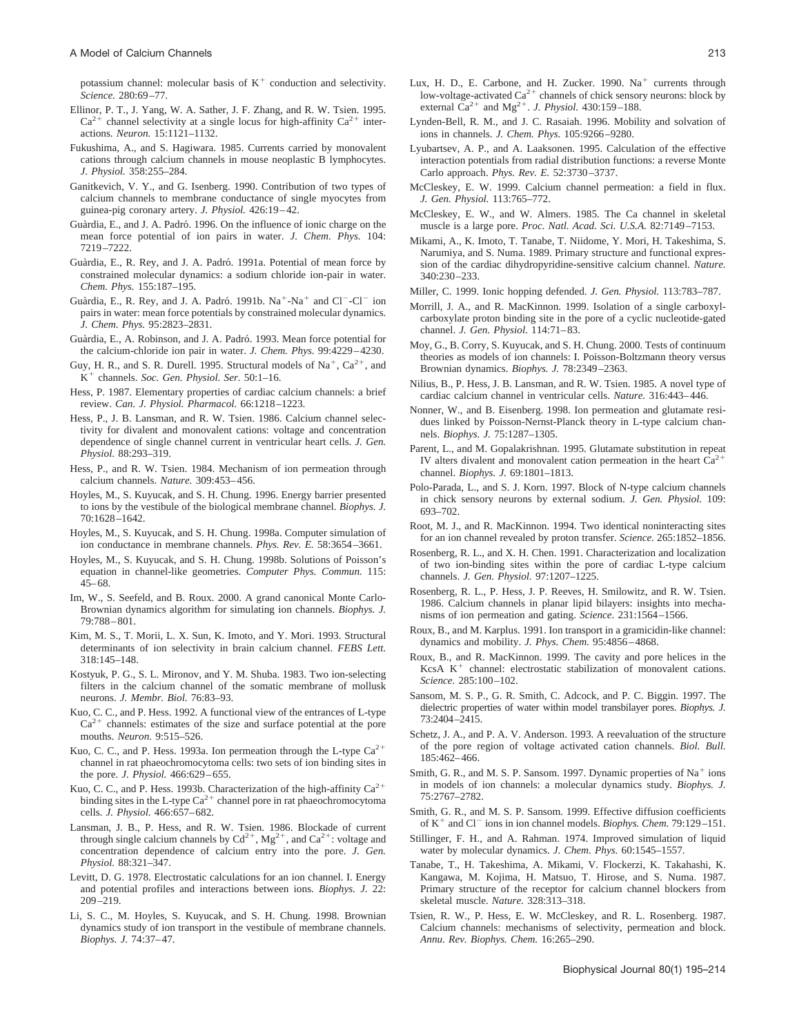potassium channel: molecular basis of $K^+$ conduction and selectivity. *Science.* 280:69–77.

Ellinor, P. T., J. Yang, W. A. Sather, J. F. Zhang, and R. W. Tsien. 1995. $Ca^{2+}$ channel selectivity at a single locus for high-affinity $Ca^{2+}$ interactions. *Neuron.* 15:1121–1132.

Fukushima, A., and S. Hagiwara. 1985. Currents carried by monovalent cations through calcium channels in mouse neoplastic B lymphocytes. *J. Physiol.* 358:255–284.

Ganitkevich, V. Y., and G. Isenberg. 1990. Contribution of two types of calcium channels to membrane conductance of single myocytes from guinea-pig coronary artery. *J. Physiol.* 426:19–42.

Guàrdia, E., and J. A. Padró. 1996. On the influence of ionic charge on the mean force potential of ion pairs in water. *J. Chem. Phys.* 104: 7219–7222.

Guàrdia, E., R. Rey, and J. A. Padró. 1991a. Potential of mean force by constrained molecular dynamics: a sodium chloride ion-pair in water. *Chem. Phys.* 155:187–195.

Guàrdia, E., R. Rey, and J. A. Padró. 1991b. $Na^+$-$Na^+$ and $Cl^-$-$Cl^-$ ion pairs in water: mean force potentials by constrained molecular dynamics. *J. Chem. Phys.* 95:2823–2831.

Guàrdia, E., A. Robinson, and J. A. Padró. 1993. Mean force potential for the calcium-chloride ion pair in water. *J. Chem. Phys.* 99:4229–4230.

Guy, H. R., and S. R. Durell. 1995. Structural models of $Na^+$, $Ca^{2+}$, and $K^+$ channels. *Soc. Gen. Physiol. Ser.* 50:1–16.

Hess, P. 1987. Elementary properties of cardiac calcium channels: a brief review. *Can. J. Physiol. Pharmacol.* 66:1218–1223.

Hess, P., J. B. Lansman, and R. W. Tsien. 1986. Calcium channel selectivity for divalent and monovalent cations: voltage and concentration dependence of single channel current in ventricular heart cells. *J. Gen. Physiol.* 88:293–319.

Hess, P., and R. W. Tsien. 1984. Mechanism of ion permeation through calcium channels. *Nature.* 309:453–456.

Hoyles, M., S. Kuyucak, and S. H. Chung. 1996. Energy barrier presented to ions by the vestibule of the biological membrane channel. *Biophys. J.* 70:1628–1642.

Hoyles, M., S. Kuyucak, and S. H. Chung. 1998a. Computer simulation of ion conductance in membrane channels. *Phys. Rev. E.* 58:3654–3661.

Hoyles, M., S. Kuyucak, and S. H. Chung. 1998b. Solutions of Poisson's equation in channel-like geometries. *Computer Phys. Commun.* 115: 45–68.

Im, W., S. Seefeld, and B. Roux. 2000. A grand canonical Monte Carlo-Brownian dynamics algorithm for simulating ion channels. *Biophys. J.* 79:788–801.

Kim, M. S., T. Morii, L. X. Sun, K. Imoto, and Y. Mori. 1993. Structural determinants of ion selectivity in brain calcium channel. *FEBS Lett.* 318:145–148.

Kostyuk, P. G., S. L. Mironov, and Y. M. Shuba. 1983. Two ion-selecting filters in the calcium channel of the somatic membrane of mollusk neurons. *J. Membr. Biol.* 76:83–93.

Kuo, C. C., and P. Hess. 1992. A functional view of the entrances of L-type $Ca^{2+}$ channels: estimates of the size and surface potential at the pore mouths. *Neuron.* 9:515–526.

Kuo, C. C., and P. Hess. 1993a. Ion permeation through the L-type $Ca^{2+}$ channel in rat phaeochromocytoma cells: two sets of ion binding sites in the pore. *J. Physiol.* 466:629–655.

Kuo, C. C., and P. Hess. 1993b. Characterization of the high-affinity $Ca^{2+}$ binding sites in the L-type $Ca^{2+}$ channel pore in rat phaeochromocytoma cells. *J. Physiol.* 466:657–682.

Lansman, J. B., P. Hess, and R. W. Tsien. 1986. Blockade of current through single calcium channels by $Cd^{2+}$, $Mg^{2+}$, and $Ca^{2+}$: voltage and concentration dependence of calcium entry into the pore. *J. Gen. Physiol.* 88:321–347.

Levitt, D. G. 1978. Electrostatic calculations for an ion channel. I. Energy and potential profiles and interactions between ions. *Biophys. J.* 22: 209–219.

Li, S. C., M. Hoyles, S. Kuyucak, and S. H. Chung. 1998. Brownian dynamics study of ion transport in the vestibule of membrane channels. *Biophys. J.* 74:37–47.

Lux, H. D., E. Carbone, and H. Zucker. 1990. $Na^+$ currents through low-voltage-activated $Ca^{2+}$ channels of chick sensory neurons: block by external $Ca^{2+}$ and $Mg^{2+}$. *J. Physiol.* 430:159–188.

Lynden-Bell, R. M., and J. C. Rasaiah. 1996. Mobility and solvation of ions in channels. *J. Chem. Phys.* 105:9266–9280.

Lyubartsev, A. P., and A. Laaksonen. 1995. Calculation of the effective interaction potentials from radial distribution functions: a reverse Monte Carlo approach. *Phys. Rev. E.* 52:3730–3737.

McCleskey, E. W. 1999. Calcium channel permeation: a field in flux. *J. Gen. Physiol.* 113:765–772.

McCleskey, E. W., and W. Almers. 1985. The Ca channel in skeletal muscle is a large pore. *Proc. Natl. Acad. Sci. U.S.A.* 82:7149–7153.

Mikami, A., K. Imoto, T. Tanabe, T. Niidome, Y. Mori, H. Takeshima, S. Narumiya, and S. Numa. 1989. Primary structure and functional expression of the cardiac dihydropyridine-sensitive calcium channel. *Nature.* 340:230–233.

Miller, C. 1999. Ionic hopping defended. *J. Gen. Physiol.* 113:783–787.

Morrill, J. A., and R. MacKinnon. 1999. Isolation of a single carboxyl-carboxylate proton binding site in the pore of a cyclic nucleotide-gated channel. *J. Gen. Physiol.* 114:71–83.

Moy, G., B. Corry, S. Kuyucak, and S. H. Chung. 2000. Tests of continuum theories as models of ion channels: I. Poisson-Boltzmann theory versus Brownian dynamics. *Biophys. J.* 78:2349–2363.

Nilius, B., P. Hess, J. B. Lansman, and R. W. Tsien. 1985. A novel type of cardiac calcium channel in ventricular cells. *Nature.* 316:443–446.

Nonner, W., and B. Eisenberg. 1998. Ion permeation and glutamate residues linked by Poisson-Nernst-Planck theory in L-type calcium channels. *Biophys. J.* 75:1287–1305.

Parent, L., and M. Gopalakrishnan. 1995. Glutamate substitution in repeat IV alters divalent and monovalent cation permeation in the heart $Ca^{2+}$ channel. *Biophys. J.* 69:1801–1813.

Polo-Parada, L., and S. J. Korn. 1997. Block of N-type calcium channels in chick sensory neurons by external sodium. *J. Gen. Physiol.* 109: 693–702.

Root, M. J., and R. MacKinnon. 1994. Two identical noninteracting sites for an ion channel revealed by proton transfer. *Science.* 265:1852–1856.

Rosenberg, R. L., and X. H. Chen. 1991. Characterization and localization of two ion-binding sites within the pore of cardiac L-type calcium channels. *J. Gen. Physiol.* 97:1207–1225.

Rosenberg, R. L., P. Hess, J. P. Reeves, H. Smilowitz, and R. W. Tsien. 1986. Calcium channels in planar lipid bilayers: insights into mechanisms of ion permeation and gating. *Science.* 231:1564–1566.

Roux, B., and M. Karplus. 1991. Ion transport in a gramicidin-like channel: dynamics and mobility. *J. Phys. Chem.* 95:4856–4868.

Roux, B., and R. MacKinnon. 1999. The cavity and pore helices in the KcsA $K^+$ channel: electrostatic stabilization of monovalent cations. *Science.* 285:100–102.

Sansom, M. S. P., G. R. Smith, C. Adcock, and P. C. Biggin. 1997. The dielectric properties of water within model transbilayer pores. *Biophys. J.* 73:2404–2415.

Schetz, J. A., and P. A. V. Anderson. 1993. A reevaluation of the structure of the pore region of voltage activated cation channels. *Biol. Bull.* 185:462–466.

Smith, G. R., and M. S. P. Sansom. 1997. Dynamic properties of $Na^+$ ions in models of ion channels: a molecular dynamics study. *Biophys. J.* 75:2767–2782.

Smith, G. R., and M. S. P. Sansom. 1999. Effective diffusion coefficients of $K^+$ and $Cl^-$ ions in ion channel models. *Biophys. Chem.* 79:129–151.

Stillinger, F. H., and A. Rahman. 1974. Improved simulation of liquid water by molecular dynamics. *J. Chem. Phys.* 60:1545–1557.

Tanabe, T., H. Takeshima, A. Mikami, V. Flockerzi, K. Takahashi, K. Kangawa, M. Kojima, H. Matsuo, T. Hirose, and S. Numa. 1987. Primary structure of the receptor for calcium channel blockers from skeletal muscle. *Nature.* 328:313–318.

Tsien, R. W., P. Hess, E. W. McCleskey, and R. L. Rosenberg. 1987. Calcium channels: mechanisms of selectivity, permeation and block. *Annu. Rev. Biophys. Chem.* 16:265–290.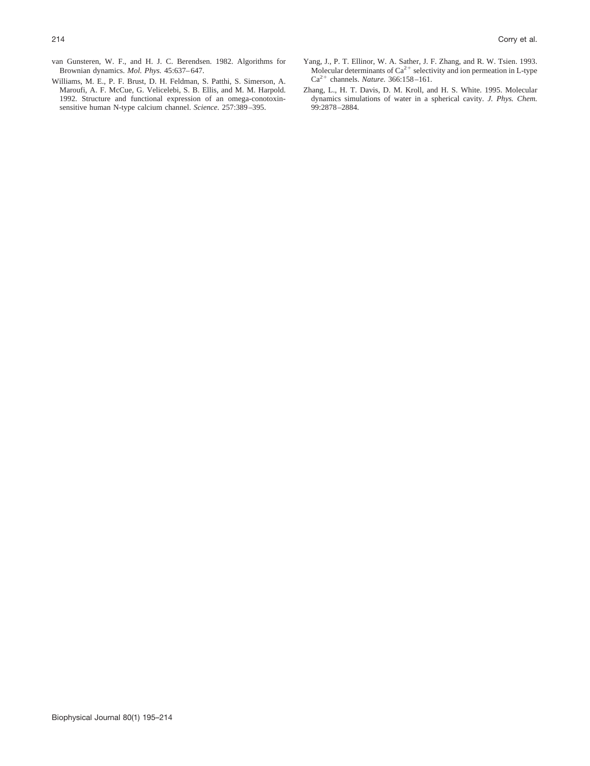van Gunsteren, W. F., and H. J. C. Berendsen. 1982. Algorithms for Brownian dynamics. *Mol. Phys.* 45:637–647.

Williams, M. E., P. F. Brust, D. H. Feldman, S. Patthi, S. Simerson, A. Maroufi, A. F. McCue, G. Velicelebi, S. B. Ellis, and M. M. Harpold. 1992. Structure and functional expression of an omega-conotoxin-sensitive human N-type calcium channel. *Science.* 257:389–395.

Yang, J., P. T. Ellinor, W. A. Sather, J. F. Zhang, and R. W. Tsien. 1993. Molecular determinants of $Ca^{2+}$ selectivity and ion permeation in L-type $Ca^{2+}$ channels. *Nature.* 366:158–161.

Zhang, L., H. T. Davis, D. M. Kroll, and H. S. White. 1995. Molecular dynamics simulations of water in a spherical cavity. *J. Phys. Chem.* 99:2878–2884.